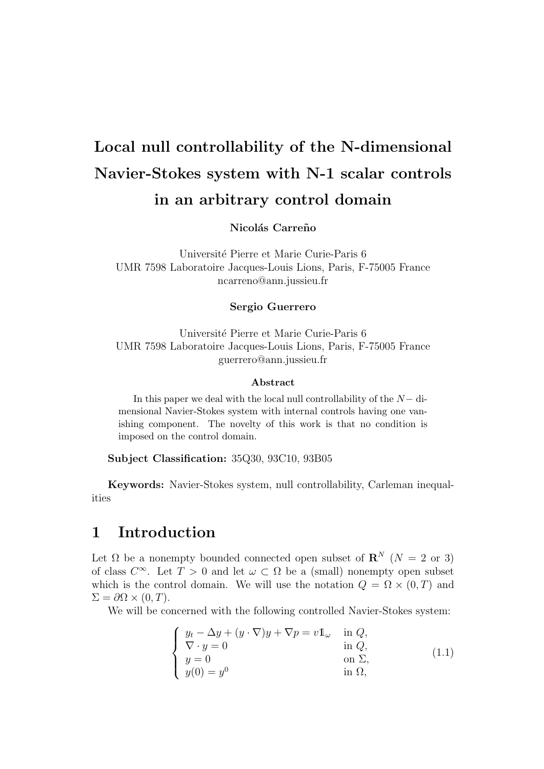# Local null controllability of the N-dimensional Navier-Stokes system with N-1 scalar controls in an arbitrary control domain

**Nicolás Carreño**

Université Pierre et Marie Curie-Paris 6
UMR 7598 Laboratoire Jacques-Louis Lions, Paris, F-75005 France
ncarreno@ann.jussieu.fr

**Sergio Guerrero**

Université Pierre et Marie Curie-Paris 6
UMR 7598 Laboratoire Jacques-Louis Lions, Paris, F-75005 France
guerrero@ann.jussieu.fr

**Abstract**

In this paper we deal with the local null controllability of the $N-$ dimensional Navier-Stokes system with internal controls having one vanishing component. The novelty of this work is that no condition is imposed on the control domain.

**Subject Classification:** 35Q30, 93C10, 93B05

**Keywords:** Navier-Stokes system, null controllability, Carleman inequalities

## 1 Introduction

Let $\Omega$ be a nonempty bounded connected open subset of $\mathbf{R}^N$ ($N = 2$ or 3) of class $C^\infty$. Let $T > 0$ and let $\omega \subset \Omega$ be a (small) nonempty open subset which is the control domain. We will use the notation $Q = \Omega \times (0, T)$ and $\Sigma = \partial\Omega \times (0, T)$.

We will be concerned with the following controlled Navier-Stokes system:

$$
\left\{
\begin{array}{ll}
y_t - \Delta y + (y \cdot \nabla) y + \nabla p = v \mathbb{1}_\omega & \text{in } Q, \\
\nabla \cdot y = 0 & \text{in } Q, \\
y = 0 & \text{on } \Sigma, \\
y(0) = y^0 & \text{in } \Omega,
\end{array}
\right.
\tag{1.1}
$$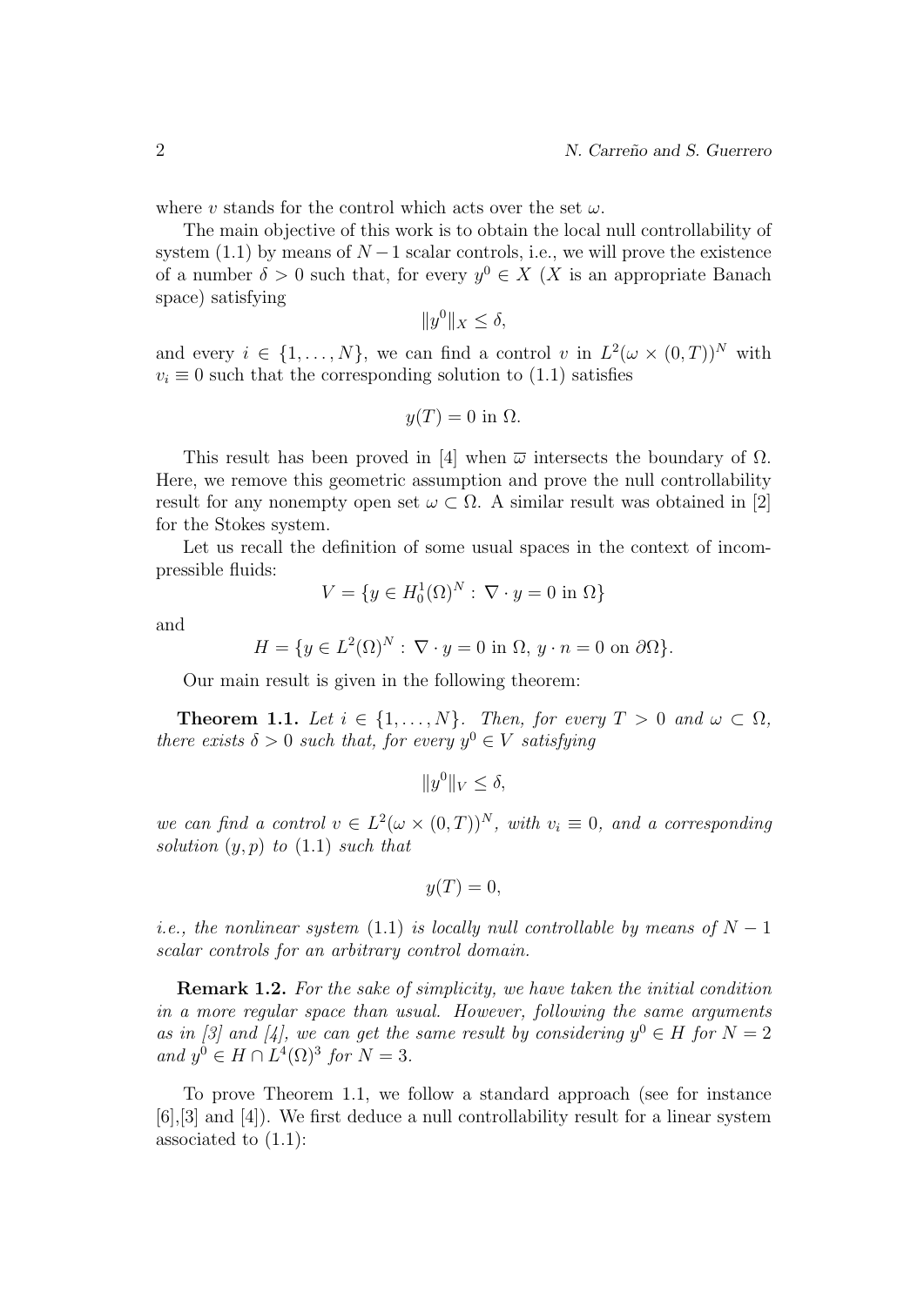where $v$ stands for the control which acts over the set $\omega$.

The main objective of this work is to obtain the local null controllability of system (1.1) by means of $N-1$ scalar controls, i.e., we will prove the existence of a number $\delta > 0$ such that, for every $y^0 \in X$ ($X$ is an appropriate Banach space) satisfying

$$\|y^0\|_X \leq \delta,$$

and every $i \in \{1, \dots, N\}$, we can find a control $v$ in $L^2(\omega \times (0,T))^N$ with $v_i \equiv 0$ such that the corresponding solution to (1.1) satisfies

$$y(T) = 0 \text{ in } \Omega.$$

This result has been proved in [4] when $\overline{\omega}$ intersects the boundary of $\Omega$. Here, we remove this geometric assumption and prove the null controllability result for any nonempty open set $\omega \subset \Omega$. A similar result was obtained in [2] for the Stokes system.

Let us recall the definition of some usual spaces in the context of incompressible fluids:

$$V = \{y \in H_0^1(\Omega)^N : \nabla \cdot y = 0 \text{ in } \Omega\}$$

and

$$H = \{y \in L^2(\Omega)^N : \nabla \cdot y = 0 \text{ in } \Omega,\ y \cdot n = 0 \text{ on } \partial\Omega\}.$$

Our main result is given in the following theorem:

**Theorem 1.1.** *Let $i \in \{1, \dots, N\}$. Then, for every $T > 0$ and $\omega \subset \Omega$, there exists $\delta > 0$ such that, for every $y^0 \in V$ satisfying*

$$\|y^0\|_V \leq \delta,$$

*we can find a control $v \in L^2(\omega \times (0,T))^N$, with $v_i \equiv 0$, and a corresponding solution $(y, p)$ to (1.1) such that*

$$y(T) = 0,$$

*i.e., the nonlinear system (1.1) is locally null controllable by means of $N-1$ scalar controls for an arbitrary control domain.*

**Remark 1.2.** *For the sake of simplicity, we have taken the initial condition in a more regular space than usual. However, following the same arguments as in [3] and [4], we can get the same result by considering $y^0 \in H$ for $N = 2$ and $y^0 \in H \cap L^4(\Omega)^3$ for $N = 3$.*

To prove Theorem 1.1, we follow a standard approach (see for instance [6],[3] and [4]). We first deduce a null controllability result for a linear system associated to (1.1):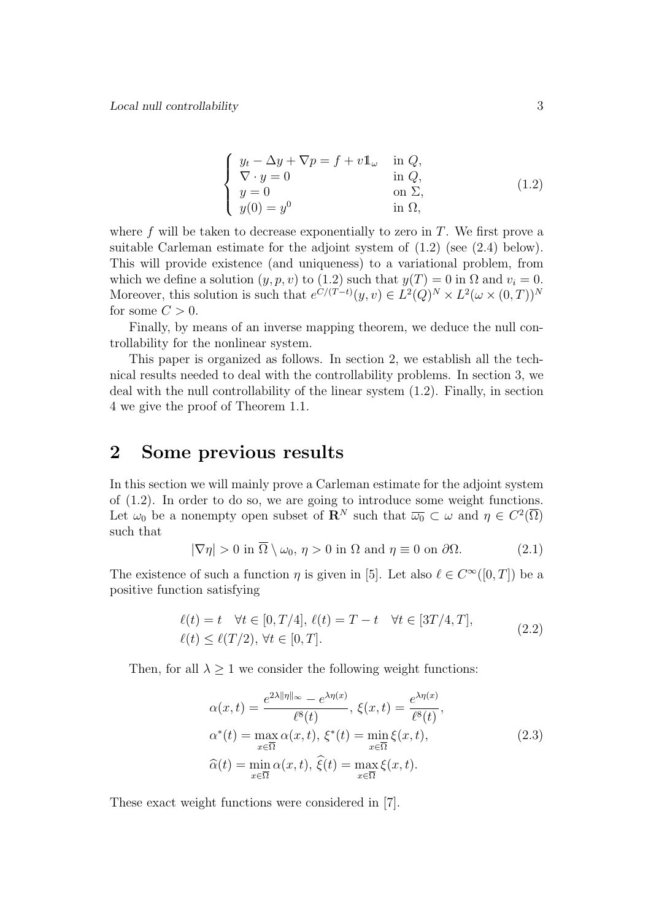$$
\left\{
\begin{array}{ll}
y_t - \Delta y + \nabla p = f + v 1\!\!1_\omega & \text{in } Q, \\
\nabla \cdot y = 0 & \text{in } Q, \\
y = 0 & \text{on } \Sigma, \\
y(0) = y^0 & \text{in } \Omega,
\end{array}
\right.
\tag{1.2}
$$

where $f$ will be taken to decrease exponentially to zero in $T$. We first prove a suitable Carleman estimate for the adjoint system of (1.2) (see (2.4) below). This will provide existence (and uniqueness) to a variational problem, from which we define a solution $(y, p, v)$ to (1.2) such that $y(T) = 0$ in $\Omega$ and $v_i = 0$. Moreover, this solution is such that $e^{C/(T-t)}(y, v) \in L^2(Q)^N \times L^2(\omega \times (0, T))^N$ for some $C > 0$.

Finally, by means of an inverse mapping theorem, we deduce the null controllability for the nonlinear system.

This paper is organized as follows. In section 2, we establish all the technical results needed to deal with the controllability problems. In section 3, we deal with the null controllability of the linear system (1.2). Finally, in section 4 we give the proof of Theorem 1.1.

## 2 Some previous results

In this section we will mainly prove a Carleman estimate for the adjoint system of (1.2). In order to do so, we are going to introduce some weight functions. Let $\omega_0$ be a nonempty open subset of $\mathbf{R}^N$ such that $\overline{\omega_0} \subset \omega$ and $\eta \in C^2(\overline{\Omega})$ such that

$$
|\nabla \eta| > 0 \text{ in } \overline{\Omega} \setminus \omega_0, \; \eta > 0 \text{ in } \Omega \text{ and } \eta \equiv 0 \text{ on } \partial\Omega.
\tag{2.1}
$$

The existence of such a function $\eta$ is given in [5]. Let also $\ell \in C^\infty([0, T])$ be a positive function satisfying

$$
\begin{array}{l}
\ell(t) = t \quad \forall t \in [0, T/4], \; \ell(t) = T - t \quad \forall t \in [3T/4, T], \\
\ell(t) \le \ell(T/2), \; \forall t \in [0, T].
\end{array}
\tag{2.2}
$$

Then, for all $\lambda \ge 1$ we consider the following weight functions:

$$
\begin{array}{l}
\alpha(x, t) = \dfrac{e^{2\lambda \|\eta\|_\infty} - e^{\lambda \eta(x)}}{\ell^8(t)}, \; \xi(x, t) = \dfrac{e^{\lambda \eta(x)}}{\ell^8(t)}, \\
\alpha^*(t) = \max\limits_{x \in \overline{\Omega}} \alpha(x, t), \; \xi^*(t) = \min\limits_{x \in \overline{\Omega}} \xi(x, t), \\
\widehat{\alpha}(t) = \min\limits_{x \in \overline{\Omega}} \alpha(x, t), \; \widehat{\xi}(t) = \max\limits_{x \in \overline{\Omega}} \xi(x, t).
\end{array}
\tag{2.3}
$$

These exact weight functions were considered in [7].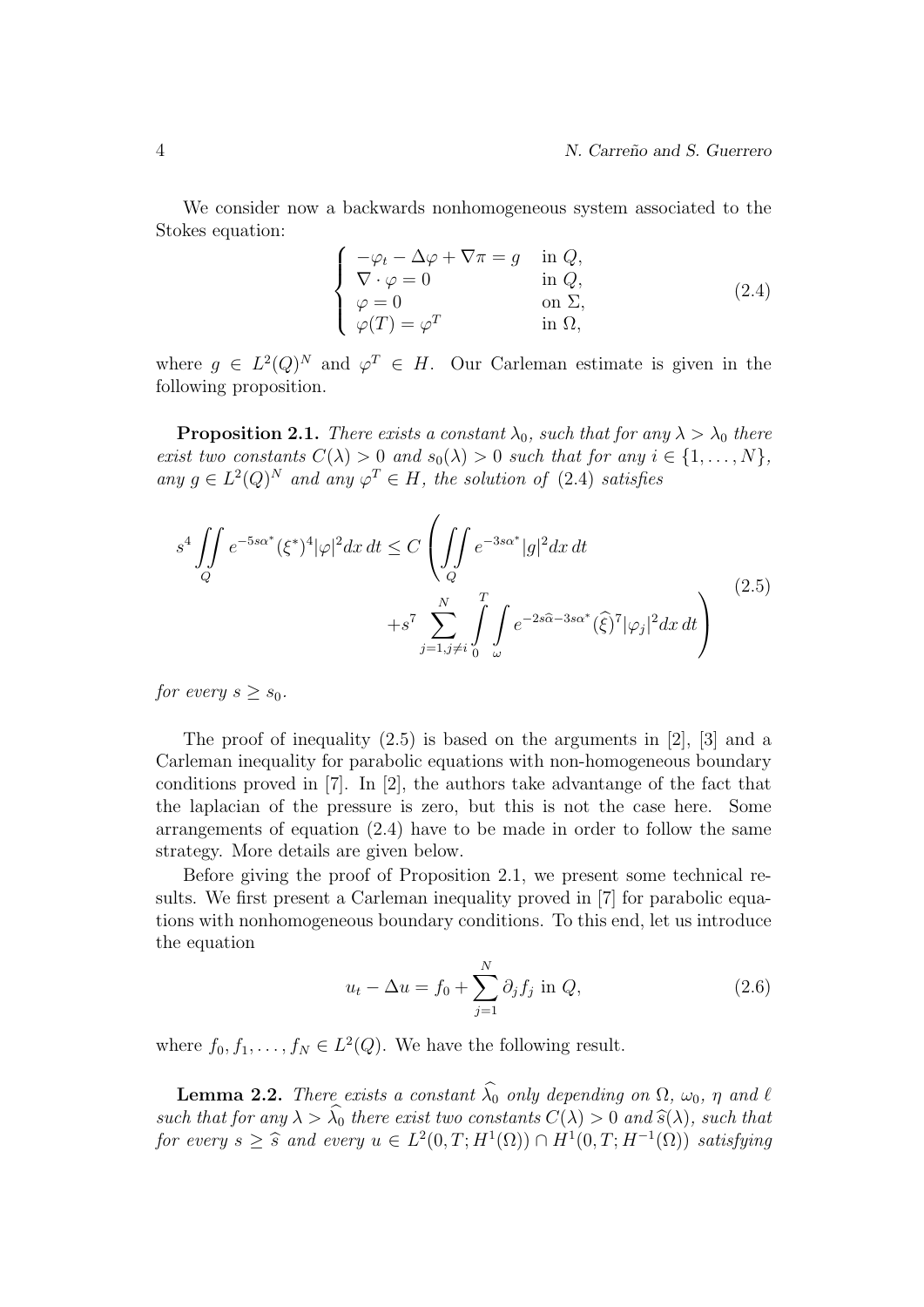We consider now a backwards nonhomogeneous system associated to the Stokes equation:

$$
\begin{cases}
-\varphi_t - \Delta\varphi + \nabla\pi = g & \text{in } Q, \\
\nabla\cdot\varphi = 0 & \text{in } Q, \\
\varphi = 0 & \text{on } \Sigma, \\
\varphi(T) = \varphi^T & \text{in } \Omega,
\end{cases}
\tag{2.4}
$$

where $g \in L^2(Q)^N$ and $\varphi^T \in H$. Our Carleman estimate is given in the following proposition.

**Proposition 2.1.** *There exists a constant $\lambda_0$, such that for any $\lambda > \lambda_0$ there exist two constants $C(\lambda) > 0$ and $s_0(\lambda) > 0$ such that for any $i \in \{1,\dots,N\}$, any $g \in L^2(Q)^N$ and any $\varphi^T \in H$, the solution of (2.4) satisfies*

$$
s^4 \iint\limits_Q e^{-5s\alpha^*}(\xi^*)^4|\varphi|^2 dx\,dt \le C\left(\iint\limits_Q e^{-3s\alpha^*}|g|^2 dx\,dt + s^7\sum_{j=1,j\neq i}^N \int_0^T\int_\omega e^{-2s\widehat{\alpha}-3s\alpha^*}(\widehat{\xi})^7|\varphi_j|^2 dx\,dt\right)
\tag{2.5}
$$

*for every $s \ge s_0$.*

The proof of inequality (2.5) is based on the arguments in [2], [3] and a Carleman inequality for parabolic equations with non-homogeneous boundary conditions proved in [7]. In [2], the authors take advantange of the fact that the laplacian of the pressure is zero, but this is not the case here. Some arrangements of equation (2.4) have to be made in order to follow the same strategy. More details are given below.

Before giving the proof of Proposition 2.1, we present some technical results. We first present a Carleman inequality proved in [7] for parabolic equations with nonhomogeneous boundary conditions. To this end, let us introduce the equation

$$
u_t - \Delta u = f_0 + \sum_{j=1}^N \partial_j f_j \text{ in } Q,
\tag{2.6}
$$

where $f_0, f_1, \dots, f_N \in L^2(Q)$. We have the following result.

**Lemma 2.2.** *There exists a constant $\widehat{\lambda_0}$ only depending on $\Omega$, $\omega_0$, $\eta$ and $\ell$ such that for any $\lambda > \widehat{\lambda_0}$ there exist two constants $C(\lambda) > 0$ and $\widehat{s}(\lambda)$, such that for every $s \ge \widehat{s}$ and every $u \in L^2(0,T;H^1(\Omega)) \cap H^1(0,T;H^{-1}(\Omega))$ satisfying*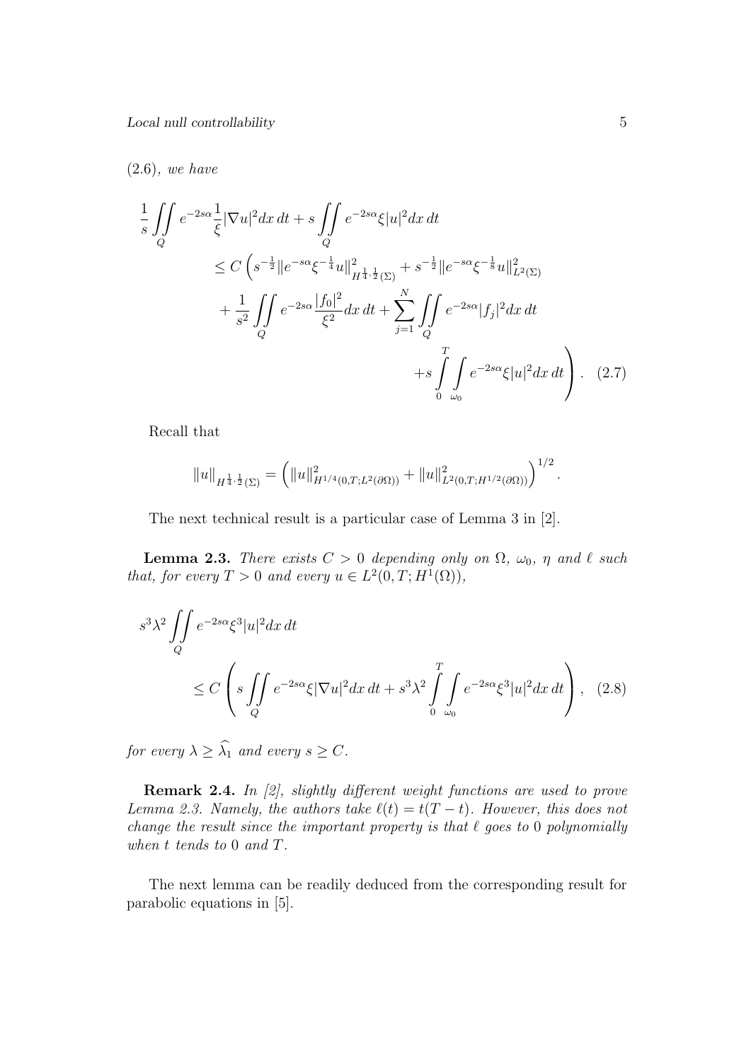(2.6)*, we have*

$$
\begin{aligned}
\frac{1}{s} \iint\limits_{Q} e^{-2s\alpha} \frac{1}{\xi} |\nabla u|^2 dx\, dt + s \iint\limits_{Q} e^{-2s\alpha} \xi |u|^2 dx\, dt \\
\leq C \Big( s^{-\frac{1}{2}} \| e^{-s\alpha} \xi^{-\frac{1}{4}} u \|^2_{H^{\frac{1}{4},\frac{1}{2}}(\Sigma)} + s^{-\frac{1}{2}} \| e^{-s\alpha} \xi^{-\frac{1}{8}} u \|^2_{L^2(\Sigma)} \\
+ \frac{1}{s^2} \iint\limits_{Q} e^{-2s\alpha} \frac{|f_0|^2}{\xi^2} dx\, dt + \sum_{j=1}^{N} \iint\limits_{Q} e^{-2s\alpha} |f_j|^2 dx\, dt \\
+ s \int_0^T \int_{\omega_0} e^{-2s\alpha} \xi |u|^2 dx\, dt \Big). \quad (2.7)
\end{aligned}
$$

Recall that

$$
\|u\|_{H^{\frac{1}{4},\frac{1}{2}}(\Sigma)} = \left( \|u\|^2_{H^{1/4}(0,T;L^2(\partial\Omega))} + \|u\|^2_{L^2(0,T;H^{1/2}(\partial\Omega))} \right)^{1/2}.
$$

The next technical result is a particular case of Lemma 3 in [2].

**Lemma 2.3.** *There exists $C > 0$ depending only on $\Omega$, $\omega_0$, $\eta$ and $\ell$ such that, for every $T > 0$ and every $u \in L^2(0,T;H^1(\Omega))$,*

$$
s^3 \lambda^2 \iint\limits_{Q} e^{-2s\alpha} \xi^3 |u|^2 dx\, dt \leq C \left( s \iint\limits_{Q} e^{-2s\alpha} \xi |\nabla u|^2 dx\, dt + s^3 \lambda^2 \int_0^T \int_{\omega_0} e^{-2s\alpha} \xi^3 |u|^2 dx\, dt \right), \quad (2.8)
$$

*for every $\lambda \geq \widehat{\lambda_1}$ and every $s \geq C$.*

**Remark 2.4.** *In [2], slightly different weight functions are used to prove Lemma 2.3. Namely, the authors take $\ell(t) = t(T-t)$. However, this does not change the result since the important property is that $\ell$ goes to 0 polynomially when $t$ tends to 0 and $T$.*

The next lemma can be readily deduced from the corresponding result for parabolic equations in [5].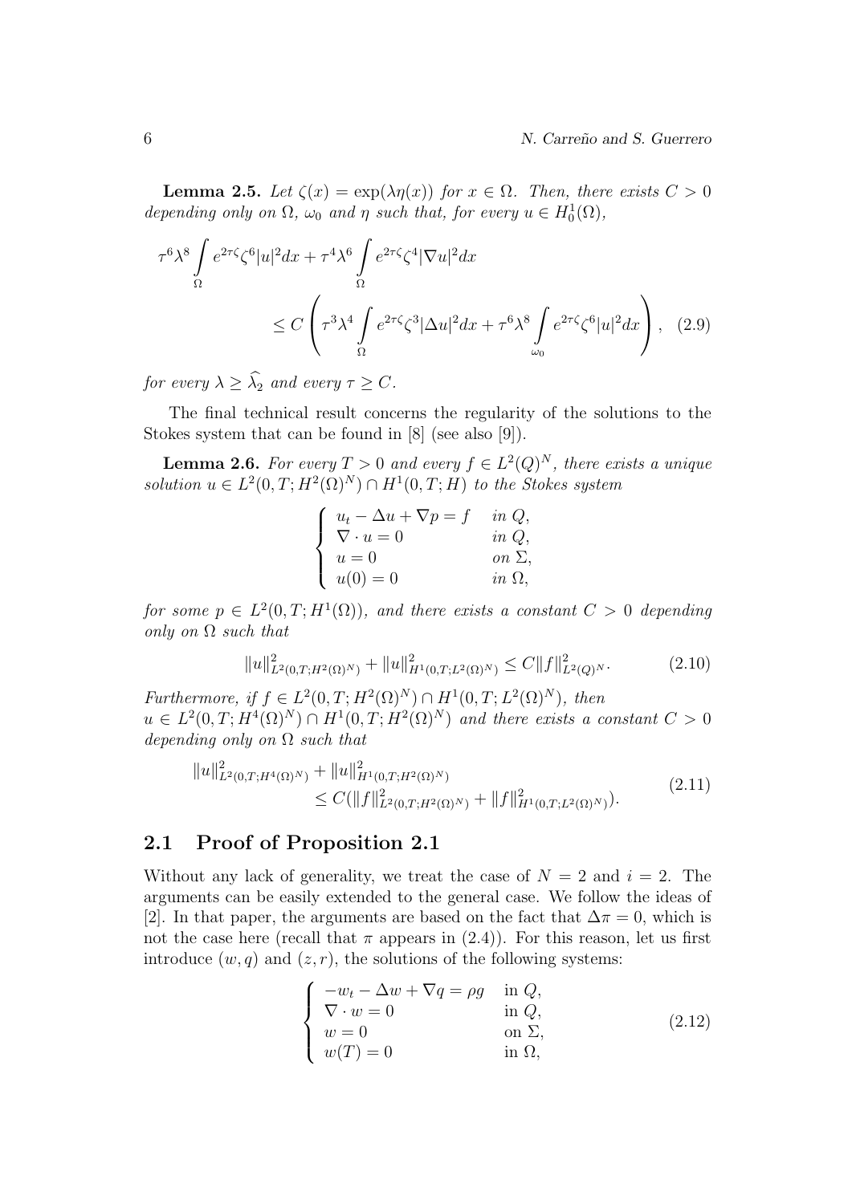**Lemma 2.5.** *Let $\zeta(x) = \exp(\lambda\eta(x))$ for $x \in \Omega$. Then, there exists $C > 0$ depending only on $\Omega$, $\omega_0$ and $\eta$ such that, for every $u \in H_0^1(\Omega)$,*

$$
\begin{aligned}
\tau^6\lambda^8 \int\limits_\Omega e^{2\tau\zeta}\zeta^6|u|^2dx &+ \tau^4\lambda^6 \int\limits_\Omega e^{2\tau\zeta}\zeta^4|\nabla u|^2dx \\
&\leq C\left(\tau^3\lambda^4 \int\limits_\Omega e^{2\tau\zeta}\zeta^3|\Delta u|^2dx + \tau^6\lambda^8 \int\limits_{\omega_0} e^{2\tau\zeta}\zeta^6|u|^2dx\right), \quad (2.9)
\end{aligned}
$$

*for every $\lambda \geq \widehat{\lambda}_2$ and every $\tau \geq C$.*

The final technical result concerns the regularity of the solutions to the Stokes system that can be found in [8] (see also [9]).

**Lemma 2.6.** *For every $T > 0$ and every $f \in L^2(Q)^N$, there exists a unique solution $u \in L^2(0,T;H^2(\Omega)^N) \cap H^1(0,T;H)$ to the Stokes system*

$$
\left\{
\begin{array}{ll}
u_t - \Delta u + \nabla p = f & \text{in } Q, \\
\nabla \cdot u = 0 & \text{in } Q, \\
u = 0 & \text{on } \Sigma, \\
u(0) = 0 & \text{in } \Omega,
\end{array}
\right.
$$

*for some $p \in L^2(0,T;H^1(\Omega))$, and there exists a constant $C > 0$ depending only on $\Omega$ such that*

$$
\|u\|^2_{L^2(0,T;H^2(\Omega)^N)} + \|u\|^2_{H^1(0,T;L^2(\Omega)^N)} \leq C\|f\|^2_{L^2(Q)^N}. \quad (2.10)
$$

*Furthermore, if $f \in L^2(0,T;H^2(\Omega)^N) \cap H^1(0,T;L^2(\Omega)^N)$, then $u \in L^2(0,T;H^4(\Omega)^N) \cap H^1(0,T;H^2(\Omega)^N)$ and there exists a constant $C > 0$ depending only on $\Omega$ such that*

$$
\begin{aligned}
\|u\|^2_{L^2(0,T;H^4(\Omega)^N)} &+ \|u\|^2_{H^1(0,T;H^2(\Omega)^N)} \\
&\leq C(\|f\|^2_{L^2(0,T;H^2(\Omega)^N)} + \|f\|^2_{H^1(0,T;L^2(\Omega)^N)}).
\end{aligned} \quad (2.11)
$$

## 2.1 Proof of Proposition 2.1

Without any lack of generality, we treat the case of $N = 2$ and $i = 2$. The arguments can be easily extended to the general case. We follow the ideas of [2]. In that paper, the arguments are based on the fact that $\Delta\pi = 0$, which is not the case here (recall that $\pi$ appears in (2.4)). For this reason, let us first introduce $(w, q)$ and $(z, r)$, the solutions of the following systems:

$$
\left\{
\begin{array}{ll}
-w_t - \Delta w + \nabla q = \rho g & \text{in } Q, \\
\nabla \cdot w = 0 & \text{in } Q, \\
w = 0 & \text{on } \Sigma, \\
w(T) = 0 & \text{in } \Omega,
\end{array}
\right. \quad (2.12)
$$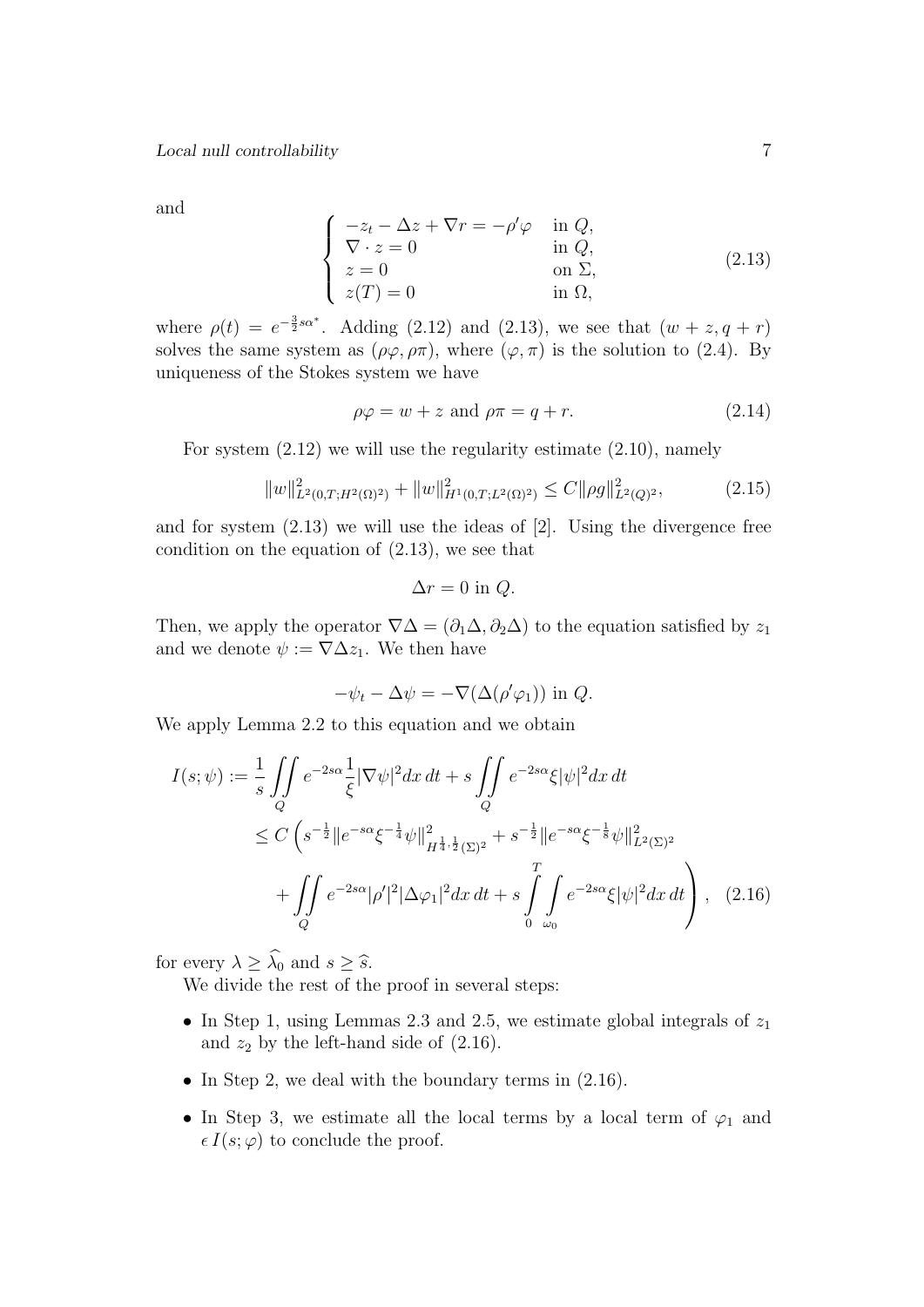and

$$
\left\{
\begin{array}{ll}
-z_t - \Delta z + \nabla r = -\rho' \varphi & \text{in } Q, \\
\nabla \cdot z = 0 & \text{in } Q, \\
z = 0 & \text{on } \Sigma, \\
z(T) = 0 & \text{in } \Omega,
\end{array}
\right.
\tag{2.13}
$$

where $\rho(t) = e^{-\frac{3}{2}s\alpha^*}$. Adding (2.12) and (2.13), we see that $(w+z, q+r)$ solves the same system as $(\rho\varphi, \rho\pi)$, where $(\varphi, \pi)$ is the solution to (2.4). By uniqueness of the Stokes system we have

$$
\rho\varphi = w + z \text{ and } \rho\pi = q + r. \tag{2.14}
$$

For system (2.12) we will use the regularity estimate (2.10), namely

$$
\|w\|^2_{L^2(0,T;H^2(\Omega)^2)} + \|w\|^2_{H^1(0,T;L^2(\Omega)^2)} \leq C\|\rho g\|^2_{L^2(Q)^2}, \tag{2.15}
$$

and for system (2.13) we will use the ideas of [2]. Using the divergence free condition on the equation of (2.13), we see that

$$
\Delta r = 0 \text{ in } Q.
$$

Then, we apply the operator $\nabla\Delta = (\partial_1\Delta, \partial_2\Delta)$ to the equation satisfied by $z_1$ and we denote $\psi := \nabla\Delta z_1$. We then have

$$
-\psi_t - \Delta\psi = -\nabla(\Delta(\rho'\varphi_1)) \text{ in } Q.
$$

We apply Lemma 2.2 to this equation and we obtain

$$
\begin{aligned}
I(s;\psi) := \frac{1}{s}\iint\limits_Q e^{-2s\alpha}\frac{1}{\xi}|\nabla\psi|^2 dx\,dt + s\iint\limits_Q e^{-2s\alpha}\xi|\psi|^2 dx\,dt \\
\leq C\Bigg(s^{-\frac{1}{2}}\|e^{-s\alpha}\xi^{-\frac{1}{4}}\psi\|^2_{H^{\frac{1}{4},\frac{1}{2}}(\Sigma)^2} + s^{-\frac{1}{2}}\|e^{-s\alpha}\xi^{-\frac{1}{8}}\psi\|^2_{L^2(\Sigma)^2} \\
+ \iint\limits_Q e^{-2s\alpha}|\rho'|^2|\Delta\varphi_1|^2 dx\,dt + s\int_0^T\int_{\omega_0} e^{-2s\alpha}\xi|\psi|^2 dx\,dt\Bigg),
\end{aligned}
\tag{2.16}
$$

for every $\lambda \geq \widehat{\lambda}_0$ and $s \geq \widehat{s}$.

We divide the rest of the proof in several steps:

- In Step 1, using Lemmas 2.3 and 2.5, we estimate global integrals of $z_1$ and $z_2$ by the left-hand side of (2.16).
- In Step 2, we deal with the boundary terms in (2.16).
- In Step 3, we estimate all the local terms by a local term of $\varphi_1$ and $\epsilon\, I(s;\varphi)$ to conclude the proof.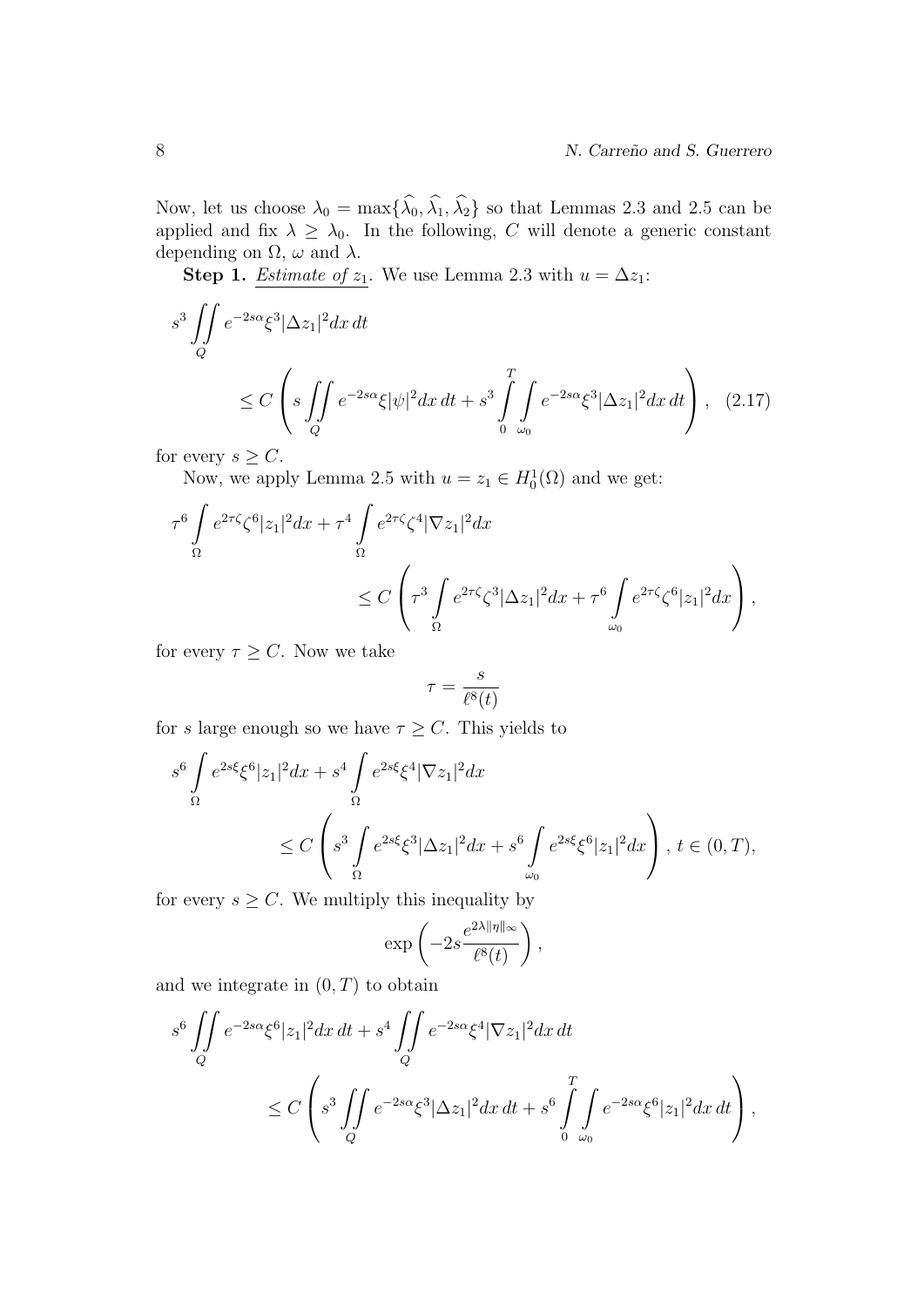Now, let us choose $\lambda_0 = \max\{\widehat{\lambda}_0, \widehat{\lambda}_1, \widehat{\lambda}_2\}$ so that Lemmas 2.3 and 2.5 can be applied and fix $\lambda \geq \lambda_0$. In the following, $C$ will denote a generic constant depending on $\Omega$, $\omega$ and $\lambda$.

**Step 1.** *Estimate of* $z_1$. We use Lemma 2.3 with $u = \Delta z_1$:

$$
s^3 \iint\limits_Q e^{-2s\alpha} \xi^3 |\Delta z_1|^2 dx\, dt \leq C \left( s \iint\limits_Q e^{-2s\alpha} \xi |\psi|^2 dx\, dt + s^3 \int_0^T \int\limits_{\omega_0} e^{-2s\alpha} \xi^3 |\Delta z_1|^2 dx\, dt \right), \quad (2.17)
$$

for every $s \geq C$.

Now, we apply Lemma 2.5 with $u = z_1 \in H_0^1(\Omega)$ and we get:

$$
\tau^6 \int\limits_\Omega e^{2\tau\zeta} \zeta^6 |z_1|^2 dx + \tau^4 \int\limits_\Omega e^{2\tau\zeta} \zeta^4 |\nabla z_1|^2 dx \leq C \left( \tau^3 \int\limits_\Omega e^{2\tau\zeta} \zeta^3 |\Delta z_1|^2 dx + \tau^6 \int\limits_{\omega_0} e^{2\tau\zeta} \zeta^6 |z_1|^2 dx \right),
$$

for every $\tau \geq C$. Now we take

$$
\tau = \frac{s}{\ell^8(t)}
$$

for $s$ large enough so we have $\tau \geq C$. This yields to

$$
s^6 \int\limits_\Omega e^{2s\xi} \xi^6 |z_1|^2 dx + s^4 \int\limits_\Omega e^{2s\xi} \xi^4 |\nabla z_1|^2 dx \leq C \left( s^3 \int\limits_\Omega e^{2s\xi} \xi^3 |\Delta z_1|^2 dx + s^6 \int\limits_{\omega_0} e^{2s\xi} \xi^6 |z_1|^2 dx \right),\ t \in (0, T),
$$

for every $s \geq C$. We multiply this inequality by

$$
\exp\left( -2s \frac{e^{2\lambda \|\eta\|_\infty}}{\ell^8(t)} \right),
$$

and we integrate in $(0, T)$ to obtain

$$
s^6 \iint\limits_Q e^{-2s\alpha} \xi^6 |z_1|^2 dx\, dt + s^4 \iint\limits_Q e^{-2s\alpha} \xi^4 |\nabla z_1|^2 dx\, dt \leq C \left( s^3 \iint\limits_Q e^{-2s\alpha} \xi^3 |\Delta z_1|^2 dx\, dt + s^6 \int_0^T \int\limits_{\omega_0} e^{-2s\alpha} \xi^6 |z_1|^2 dx\, dt \right),
$$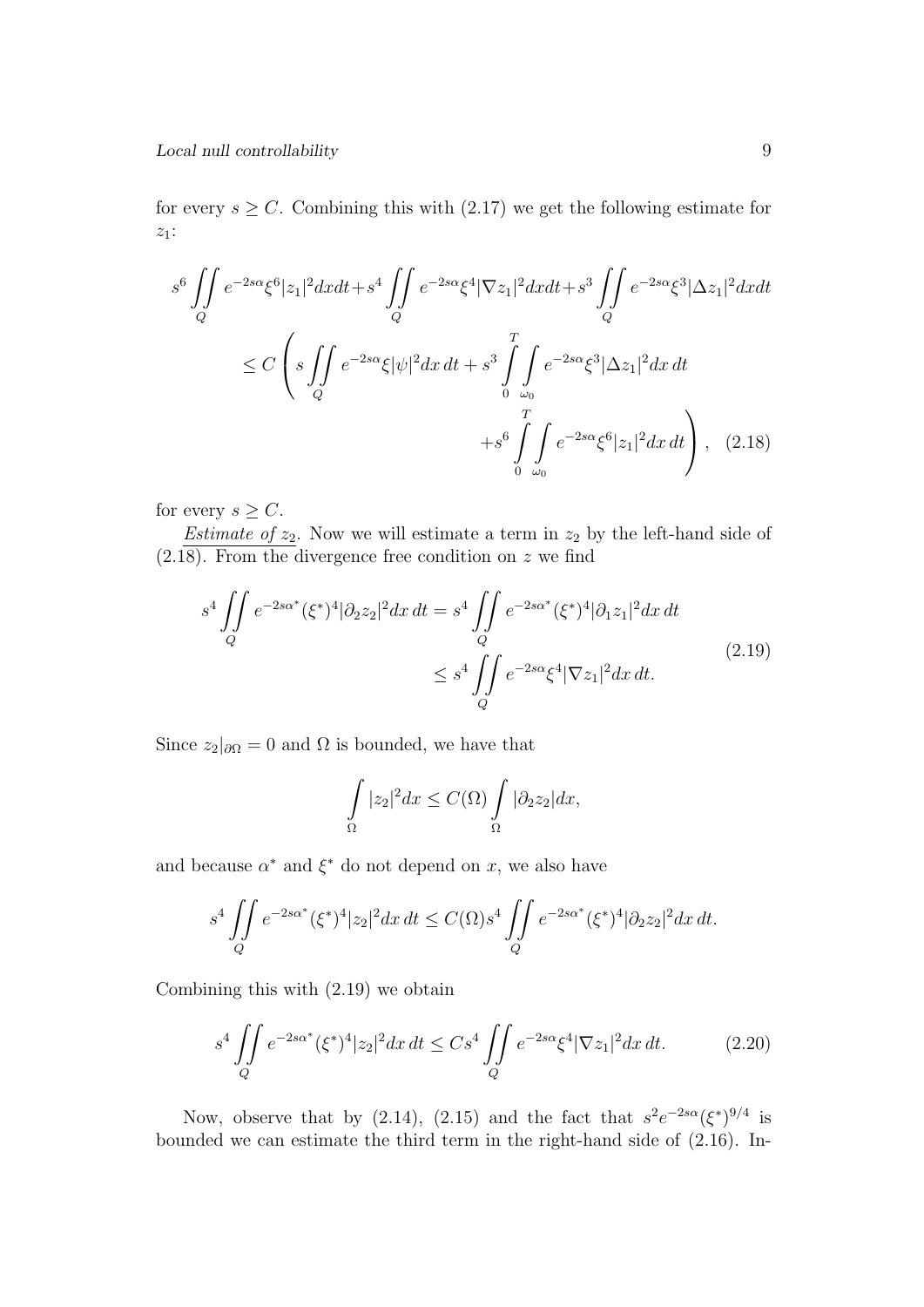for every $s \geq C$. Combining this with (2.17) we get the following estimate for $z_1$:

$$
\begin{aligned}
s^6 \iint_Q e^{-2s\alpha}\xi^6|z_1|^2dxdt + s^4 \iint_Q e^{-2s\alpha}\xi^4|\nabla z_1|^2dxdt + s^3 \iint_Q e^{-2s\alpha}\xi^3|\Delta z_1|^2dxdt \\
\leq C\left( s\iint_Q e^{-2s\alpha}\xi|\psi|^2dx\,dt + s^3 \int_0^T\int_{\omega_0} e^{-2s\alpha}\xi^3|\Delta z_1|^2dx\,dt \right. \\
\left. + s^6 \int_0^T\int_{\omega_0} e^{-2s\alpha}\xi^6|z_1|^2dx\,dt \right), \quad (2.18)
\end{aligned}
$$

for every $s \geq C$.

*Estimate of $z_2$*. Now we will estimate a term in $z_2$ by the left-hand side of (2.18). From the divergence free condition on $z$ we find

$$
\begin{aligned}
s^4 \iint_Q e^{-2s\alpha^*}(\xi^*)^4|\partial_2 z_2|^2dx\,dt &= s^4 \iint_Q e^{-2s\alpha^*}(\xi^*)^4|\partial_1 z_1|^2dx\,dt \\
&\leq s^4 \iint_Q e^{-2s\alpha}\xi^4|\nabla z_1|^2dx\,dt.
\end{aligned} \quad (2.19)
$$

Since $z_2|_{\partial\Omega} = 0$ and $\Omega$ is bounded, we have that

$$
\int_\Omega |z_2|^2dx \leq C(\Omega)\int_\Omega |\partial_2 z_2|dx,
$$

and because $\alpha^*$ and $\xi^*$ do not depend on $x$, we also have

$$
s^4 \iint_Q e^{-2s\alpha^*}(\xi^*)^4|z_2|^2dx\,dt \leq C(\Omega)s^4 \iint_Q e^{-2s\alpha^*}(\xi^*)^4|\partial_2 z_2|^2dx\,dt.
$$

Combining this with (2.19) we obtain

$$
s^4 \iint_Q e^{-2s\alpha^*}(\xi^*)^4|z_2|^2dx\,dt \leq Cs^4 \iint_Q e^{-2s\alpha}\xi^4|\nabla z_1|^2dx\,dt. \quad (2.20)
$$

Now, observe that by (2.14), (2.15) and the fact that $s^2e^{-2s\alpha}(\xi^*)^{9/4}$ is bounded we can estimate the third term in the right-hand side of (2.16). In-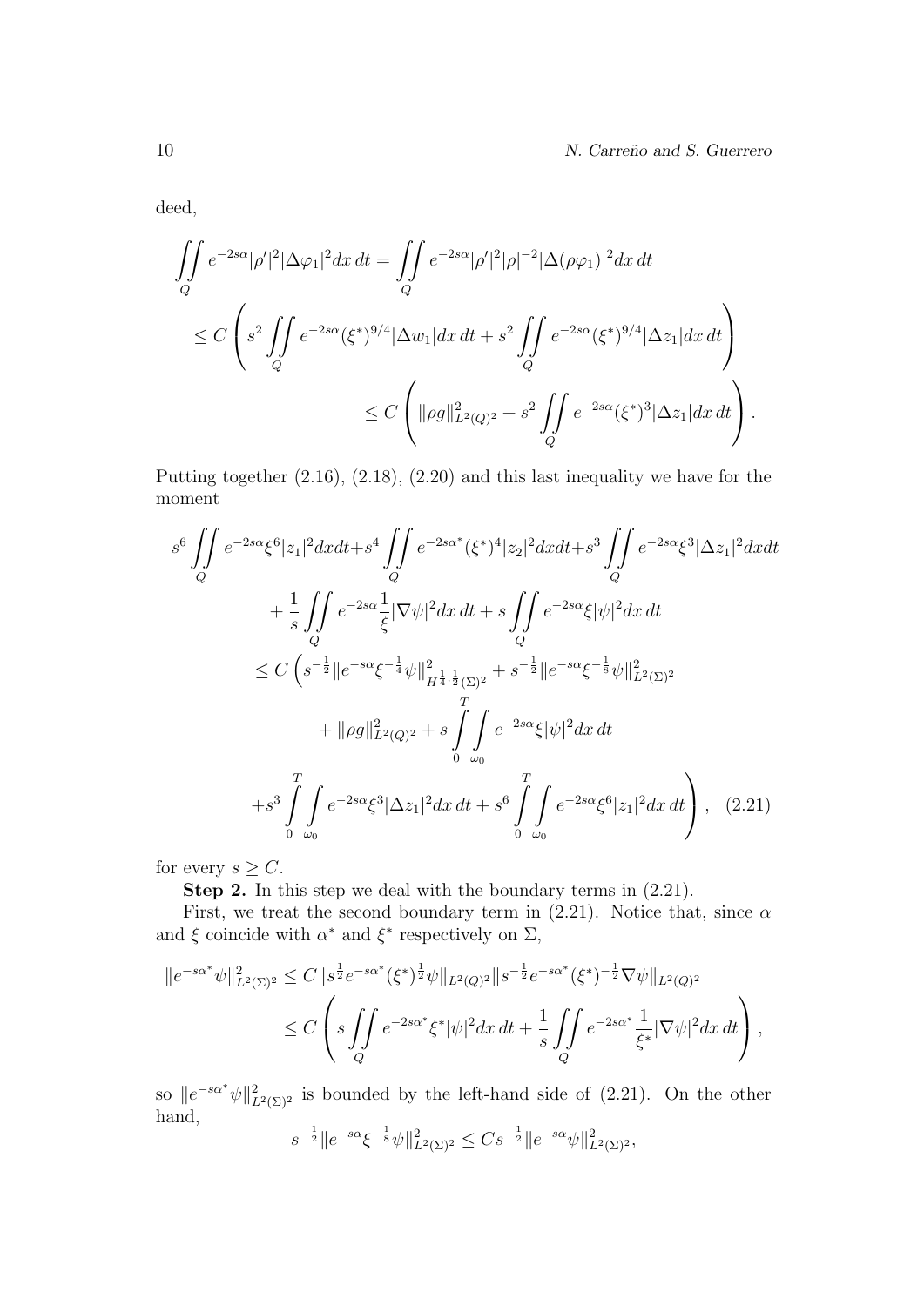deed,

$$
\begin{aligned}
\iint\limits_Q e^{-2s\alpha}|\rho'|^2|\Delta\varphi_1|^2 dx\,dt &= \iint\limits_Q e^{-2s\alpha}|\rho'|^2|\rho|^{-2}|\Delta(\rho\varphi_1)|^2 dx\,dt \\
&\leq C\left( s^2 \iint\limits_Q e^{-2s\alpha}(\xi^*)^{9/4}|\Delta w_1| dx\,dt + s^2 \iint\limits_Q e^{-2s\alpha}(\xi^*)^{9/4}|\Delta z_1| dx\,dt \right) \\
&\leq C\left( \|\rho g\|^2_{L^2(Q)^2} + s^2 \iint\limits_Q e^{-2s\alpha}(\xi^*)^3 |\Delta z_1| dx\,dt \right).
\end{aligned}
$$

Putting together (2.16), (2.18), (2.20) and this last inequality we have for the moment

$$
\begin{aligned}
s^6 \iint\limits_Q e^{-2s\alpha}\xi^6|z_1|^2 dxdt &+ s^4 \iint\limits_Q e^{-2s\alpha^*}(\xi^*)^4|z_2|^2 dxdt + s^3 \iint\limits_Q e^{-2s\alpha}\xi^3|\Delta z_1|^2 dxdt \\
&+ \frac{1}{s}\iint\limits_Q e^{-2s\alpha}\frac{1}{\xi}|\nabla\psi|^2 dx\,dt + s\iint\limits_Q e^{-2s\alpha}\xi|\psi|^2 dx\,dt \\
&\leq C\Big( s^{-\frac{1}{2}}\|e^{-s\alpha}\xi^{-\frac{1}{4}}\psi\|^2_{H^{\frac{1}{4},\frac{1}{2}}(\Sigma)^2} + s^{-\frac{1}{2}}\|e^{-s\alpha}\xi^{-\frac{1}{8}}\psi\|^2_{L^2(\Sigma)^2} \\
&\qquad + \|\rho g\|^2_{L^2(Q)^2} + s\int_0^T\!\!\int_{\omega_0} e^{-2s\alpha}\xi|\psi|^2 dx\,dt \\
&+ s^3 \int_0^T\!\!\int_{\omega_0} e^{-2s\alpha}\xi^3|\Delta z_1|^2 dx\,dt + s^6 \int_0^T\!\!\int_{\omega_0} e^{-2s\alpha}\xi^6|z_1|^2 dx\,dt \Big),
\end{aligned}
\tag{2.21}
$$

for every $s \geq C$.

**Step 2.** In this step we deal with the boundary terms in (2.21).

First, we treat the second boundary term in (2.21). Notice that, since $\alpha$ and $\xi$ coincide with $\alpha^*$ and $\xi^*$ respectively on $\Sigma$,

$$
\begin{aligned}
\|e^{-s\alpha^*}\psi\|^2_{L^2(\Sigma)^2} &\leq C\|s^{\frac{1}{2}}e^{-s\alpha^*}(\xi^*)^{\frac{1}{2}}\psi\|_{L^2(Q)^2}\|s^{-\frac{1}{2}}e^{-s\alpha^*}(\xi^*)^{-\frac{1}{2}}\nabla\psi\|_{L^2(Q)^2} \\
&\leq C\left( s\iint\limits_Q e^{-2s\alpha^*}\xi^*|\psi|^2 dx\,dt + \frac{1}{s}\iint\limits_Q e^{-2s\alpha^*}\frac{1}{\xi^*}|\nabla\psi|^2 dx\,dt \right),
\end{aligned}
$$

so $\|e^{-s\alpha^*}\psi\|^2_{L^2(\Sigma)^2}$ is bounded by the left-hand side of (2.21). On the other hand,

$$
s^{-\frac{1}{2}}\|e^{-s\alpha}\xi^{-\frac{1}{8}}\psi\|^2_{L^2(\Sigma)^2} \leq Cs^{-\frac{1}{2}}\|e^{-s\alpha}\psi\|^2_{L^2(\Sigma)^2},
$$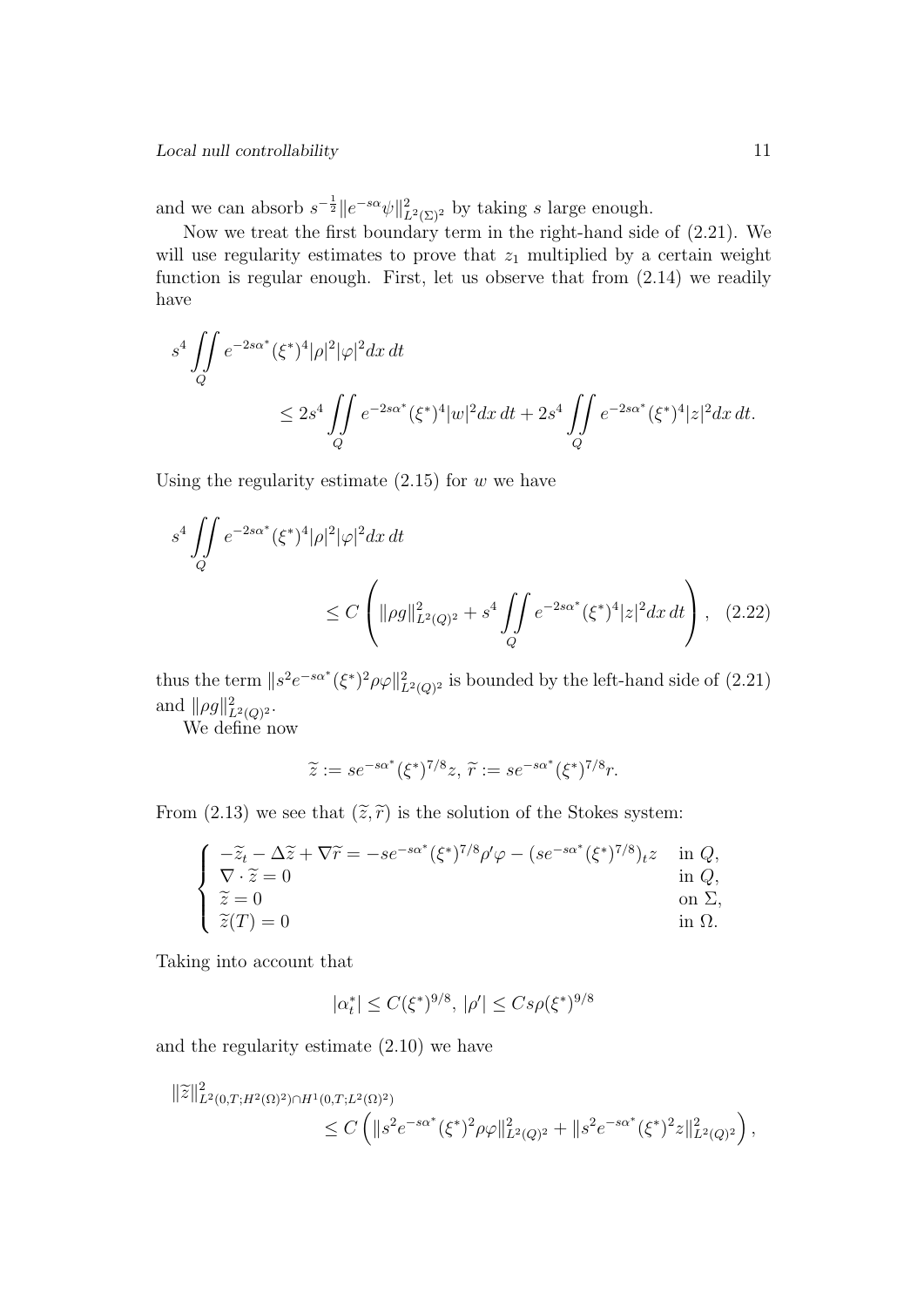and we can absorb $s^{-\frac{1}{2}}\|e^{-s\alpha}\psi\|^2_{L^2(\Sigma)^2}$ by taking $s$ large enough.

Now we treat the first boundary term in the right-hand side of (2.21). We will use regularity estimates to prove that $z_1$ multiplied by a certain weight function is regular enough. First, let us observe that from (2.14) we readily have

$$
s^4 \iint\limits_Q e^{-2s\alpha^*}(\xi^*)^4|\rho|^2|\varphi|^2 dx\,dt \leq 2s^4 \iint\limits_Q e^{-2s\alpha^*}(\xi^*)^4|w|^2 dx\,dt + 2s^4 \iint\limits_Q e^{-2s\alpha^*}(\xi^*)^4|z|^2 dx\,dt.
$$

Using the regularity estimate (2.15) for $w$ we have

$$
s^4 \iint\limits_Q e^{-2s\alpha^*}(\xi^*)^4|\rho|^2|\varphi|^2 dx\,dt \leq C\left(\|\rho g\|^2_{L^2(Q)^2} + s^4 \iint\limits_Q e^{-2s\alpha^*}(\xi^*)^4|z|^2 dx\,dt\right), \quad (2.22)
$$

thus the term $\|s^2e^{-s\alpha^*}(\xi^*)^2\rho\varphi\|^2_{L^2(Q)^2}$ is bounded by the left-hand side of (2.21) and $\|\rho g\|^2_{L^2(Q)^2}$.

We define now

$$
\widetilde{z} := se^{-s\alpha^*}(\xi^*)^{7/8}z,\ \widetilde{r} := se^{-s\alpha^*}(\xi^*)^{7/8}r.
$$

From (2.13) we see that $(\widetilde{z}, \widetilde{r})$ is the solution of the Stokes system:

$$
\begin{cases}
-\widetilde{z}_t - \Delta\widetilde{z} + \nabla\widetilde{r} = -se^{-s\alpha^*}(\xi^*)^{7/8}\rho'\varphi - (se^{-s\alpha^*}(\xi^*)^{7/8})_t z & \text{in } Q,\\
\nabla\cdot\widetilde{z} = 0 & \text{in } Q,\\
\widetilde{z} = 0 & \text{on } \Sigma,\\
\widetilde{z}(T) = 0 & \text{in } \Omega.
\end{cases}
$$

Taking into account that

$$
|\alpha^*_t| \leq C(\xi^*)^{9/8},\ |\rho'| \leq Cs\rho(\xi^*)^{9/8}
$$

and the regularity estimate (2.10) we have

$$
\|\widetilde{z}\|^2_{L^2(0,T;H^2(\Omega)^2)\cap H^1(0,T;L^2(\Omega)^2)} \leq C\left(\|s^2e^{-s\alpha^*}(\xi^*)^2\rho\varphi\|^2_{L^2(Q)^2} + \|s^2e^{-s\alpha^*}(\xi^*)^2 z\|^2_{L^2(Q)^2}\right),
$$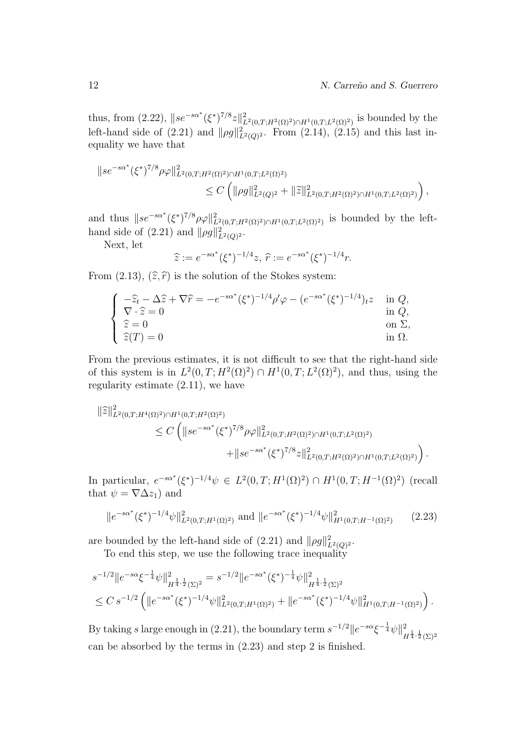thus, from (2.22), $\|se^{-s\alpha^*}(\xi^*)^{7/8}z\|^2_{L^2(0,T;H^2(\Omega)^2)\cap H^1(0,T;L^2(\Omega)^2)}$ is bounded by the left-hand side of (2.21) and $\|\rho g\|^2_{L^2(Q)^2}$. From (2.14), (2.15) and this last inequality we have that

$$
\begin{aligned}
&\|se^{-s\alpha^*}(\xi^*)^{7/8}\rho\varphi\|^2_{L^2(0,T;H^2(\Omega)^2)\cap H^1(0,T;L^2(\Omega)^2)} \\
&\qquad\qquad \leq C\left(\|\rho g\|^2_{L^2(Q)^2} + \|\widetilde{z}\|^2_{L^2(0,T;H^2(\Omega)^2)\cap H^1(0,T;L^2(\Omega)^2)}\right),
\end{aligned}
$$

and thus $\|se^{-s\alpha^*}(\xi^*)^{7/8}\rho\varphi\|^2_{L^2(0,T;H^2(\Omega)^2)\cap H^1(0,T;L^2(\Omega)^2)}$ is bounded by the left-hand side of (2.21) and $\|\rho g\|^2_{L^2(Q)^2}$.

Next, let

$$
\widehat{z} := e^{-s\alpha^*}(\xi^*)^{-1/4}z,\ \widehat{r} := e^{-s\alpha^*}(\xi^*)^{-1/4}r.
$$

From (2.13), $(\widehat{z},\widehat{r})$ is the solution of the Stokes system:

$$
\begin{cases}
-\widehat{z}_t - \Delta\widehat{z} + \nabla\widehat{r} = -e^{-s\alpha^*}(\xi^*)^{-1/4}\rho'\varphi - (e^{-s\alpha^*}(\xi^*)^{-1/4})_t z & \text{in } Q,\\
\nabla\cdot\widehat{z} = 0 & \text{in } Q,\\
\widehat{z} = 0 & \text{on } \Sigma,\\
\widehat{z}(T) = 0 & \text{in } \Omega.
\end{cases}
$$

From the previous estimates, it is not difficult to see that the right-hand side of this system is in $L^2(0,T;H^2(\Omega)^2)\cap H^1(0,T;L^2(\Omega)^2)$, and thus, using the regularity estimate (2.11), we have

$$
\begin{aligned}
&\|\widehat{z}\|^2_{L^2(0,T;H^4(\Omega)^2)\cap H^1(0,T;H^2(\Omega)^2)} \\
&\qquad \leq C\Big(\|se^{-s\alpha^*}(\xi^*)^{7/8}\rho\varphi\|^2_{L^2(0,T;H^2(\Omega)^2)\cap H^1(0,T;L^2(\Omega)^2)} \\
&\qquad\qquad\qquad + \|se^{-s\alpha^*}(\xi^*)^{7/8}z\|^2_{L^2(0,T;H^2(\Omega)^2)\cap H^1(0,T;L^2(\Omega)^2)}\Big).
\end{aligned}
$$

In particular, $e^{-s\alpha^*}(\xi^*)^{-1/4}\psi \in L^2(0,T;H^1(\Omega)^2)\cap H^1(0,T;H^{-1}(\Omega)^2)$ (recall that $\psi = \nabla\Delta z_1$) and

$$
\|e^{-s\alpha^*}(\xi^*)^{-1/4}\psi\|^2_{L^2(0,T;H^1(\Omega)^2)} \text{ and } \|e^{-s\alpha^*}(\xi^*)^{-1/4}\psi\|^2_{H^1(0,T;H^{-1}(\Omega)^2)} \tag{2.23}
$$

are bounded by the left-hand side of (2.21) and $\|\rho g\|^2_{L^2(Q)^2}$.

To end this step, we use the following trace inequality

$$
\begin{aligned}
&s^{-1/2}\|e^{-s\alpha}\xi^{-\frac{1}{4}}\psi\|^2_{H^{\frac{1}{4},\frac{1}{2}}(\Sigma)^2} = s^{-1/2}\|e^{-s\alpha^*}(\xi^*)^{-\frac{1}{4}}\psi\|^2_{H^{\frac{1}{4},\frac{1}{2}}(\Sigma)^2}\\
&\leq C\, s^{-1/2}\left(\|e^{-s\alpha^*}(\xi^*)^{-1/4}\psi\|^2_{L^2(0,T;H^1(\Omega)^2)} + \|e^{-s\alpha^*}(\xi^*)^{-1/4}\psi\|^2_{H^1(0,T;H^{-1}(\Omega)^2)}\right).
\end{aligned}
$$

By taking $s$ large enough in (2.21), the boundary term $s^{-1/2}\|e^{-s\alpha}\xi^{-\frac{1}{4}}\psi\|^2_{H^{\frac{1}{4},\frac{1}{2}}(\Sigma)^2}$ can be absorbed by the terms in (2.23) and step 2 is finished.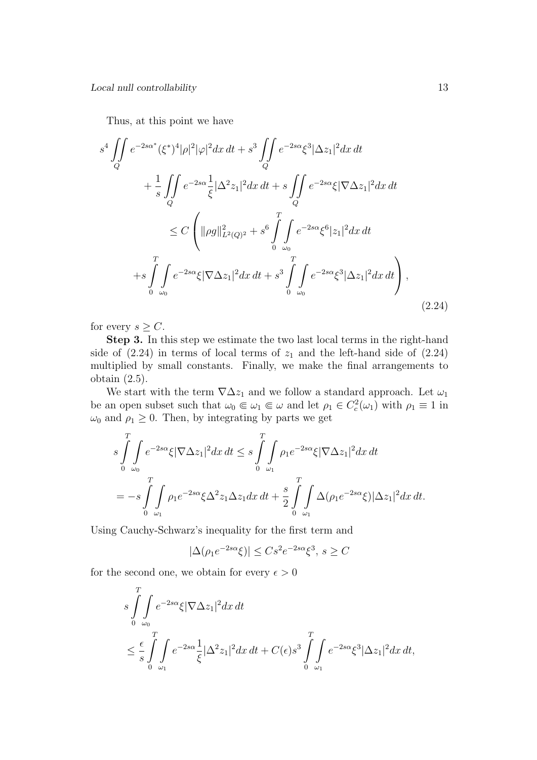Thus, at this point we have

$$
\begin{aligned}
s^4 \iint_Q e^{-2s\alpha^*}(\xi^*)^4|\rho|^2|\varphi|^2 dx\,dt + s^3 \iint_Q e^{-2s\alpha}\xi^3|\Delta z_1|^2 dx\,dt \\
+ \frac{1}{s}\iint_Q e^{-2s\alpha}\frac{1}{\xi}|\Delta^2 z_1|^2 dx\,dt + s\iint_Q e^{-2s\alpha}\xi|\nabla\Delta z_1|^2 dx\,dt \\
\leq C\Bigg(\|\rho g\|^2_{L^2(Q)^2} + s^6\int_0^T\int_{\omega_0} e^{-2s\alpha}\xi^6|z_1|^2 dx\,dt \\
+ s\int_0^T\int_{\omega_0} e^{-2s\alpha}\xi|\nabla\Delta z_1|^2 dx\,dt + s^3\int_0^T\int_{\omega_0} e^{-2s\alpha}\xi^3|\Delta z_1|^2 dx\,dt\Bigg),
\end{aligned}
\tag{2.24}
$$

for every $s \geq C$.

**Step 3.** In this step we estimate the two last local terms in the right-hand side of (2.24) in terms of local terms of $z_1$ and the left-hand side of (2.24) multiplied by small constants. Finally, we make the final arrangements to obtain (2.5).

We start with the term $\nabla\Delta z_1$ and we follow a standard approach. Let $\omega_1$ be an open subset such that $\omega_0 \Subset \omega_1 \Subset \omega$ and let $\rho_1 \in C^2_c(\omega_1)$ with $\rho_1 \equiv 1$ in $\omega_0$ and $\rho_1 \geq 0$. Then, by integrating by parts we get

$$
\begin{aligned}
s\int_0^T\int_{\omega_0} e^{-2s\alpha}\xi|\nabla\Delta z_1|^2 dx\,dt \leq s\int_0^T\int_{\omega_1} \rho_1 e^{-2s\alpha}\xi|\nabla\Delta z_1|^2 dx\,dt \\
= -s\int_0^T\int_{\omega_1} \rho_1 e^{-2s\alpha}\xi\Delta^2 z_1\Delta z_1 dx\,dt + \frac{s}{2}\int_0^T\int_{\omega_1} \Delta(\rho_1 e^{-2s\alpha}\xi)|\Delta z_1|^2 dx\,dt.
\end{aligned}
$$

Using Cauchy-Schwarz's inequality for the first term and

$$
|\Delta(\rho_1 e^{-2s\alpha}\xi)| \leq Cs^2 e^{-2s\alpha}\xi^3,\ s \geq C
$$

for the second one, we obtain for every $\epsilon > 0$

$$
\begin{aligned}
s\int_0^T\int_{\omega_0} e^{-2s\alpha}\xi|\nabla\Delta z_1|^2 dx\,dt \\
\leq \frac{\epsilon}{s}\int_0^T\int_{\omega_1} e^{-2s\alpha}\frac{1}{\xi}|\Delta^2 z_1|^2 dx\,dt + C(\epsilon)s^3\int_0^T\int_{\omega_1} e^{-2s\alpha}\xi^3|\Delta z_1|^2 dx\,dt,
\end{aligned}
$$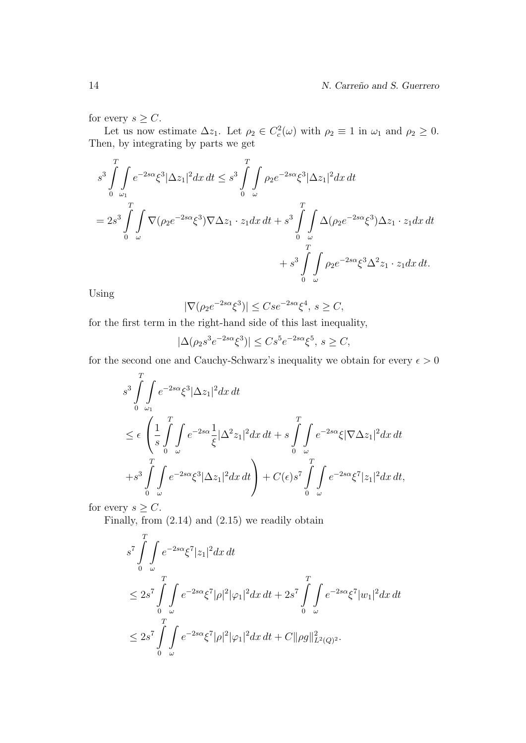for every $s \geq C$.

Let us now estimate $\Delta z_1$. Let $\rho_2 \in C_c^2(\omega)$ with $\rho_2 \equiv 1$ in $\omega_1$ and $\rho_2 \geq 0$. Then, by integrating by parts we get

$$
\begin{aligned}
s^3 \int_0^T \int_{\omega_1} e^{-2s\alpha} \xi^3 |\Delta z_1|^2 dx\, dt &\leq s^3 \int_0^T \int_{\omega} \rho_2 e^{-2s\alpha} \xi^3 |\Delta z_1|^2 dx\, dt \\
= 2s^3 \int_0^T \int_{\omega} \nabla(\rho_2 e^{-2s\alpha}\xi^3) \nabla \Delta z_1 \cdot z_1 dx\, dt &+ s^3 \int_0^T \int_{\omega} \Delta(\rho_2 e^{-2s\alpha}\xi^3) \Delta z_1 \cdot z_1 dx\, dt \\
&+ s^3 \int_0^T \int_{\omega} \rho_2 e^{-2s\alpha}\xi^3 \Delta^2 z_1 \cdot z_1 dx\, dt.
\end{aligned}
$$

Using

$$
|\nabla(\rho_2 e^{-2s\alpha}\xi^3)| \leq Cs e^{-2s\alpha}\xi^4,\ s \geq C,
$$

for the first term in the right-hand side of this last inequality,

$$
|\Delta(\rho_2 s^3 e^{-2s\alpha}\xi^3)| \leq Cs^5 e^{-2s\alpha}\xi^5,\ s \geq C,
$$

for the second one and Cauchy-Schwarz's inequality we obtain for every $\epsilon > 0$

$$
\begin{aligned}
&s^3 \int_0^T \int_{\omega_1} e^{-2s\alpha}\xi^3 |\Delta z_1|^2 dx\, dt \\
&\leq \epsilon \left( \frac{1}{s} \int_0^T \int_{\omega} e^{-2s\alpha} \frac{1}{\xi} |\Delta^2 z_1|^2 dx\, dt + s \int_0^T \int_{\omega} e^{-2s\alpha}\xi |\nabla \Delta z_1|^2 dx\, dt \right. \\
&\left. + s^3 \int_0^T \int_{\omega} e^{-2s\alpha}\xi^3 |\Delta z_1|^2 dx\, dt \right) + C(\epsilon) s^7 \int_0^T \int_{\omega} e^{-2s\alpha}\xi^7 |z_1|^2 dx\, dt,
\end{aligned}
$$

for every $s \geq C$.

Finally, from (2.14) and (2.15) we readily obtain

$$
\begin{aligned}
&s^7 \int_0^T \int_{\omega} e^{-2s\alpha}\xi^7 |z_1|^2 dx\, dt \\
&\leq 2s^7 \int_0^T \int_{\omega} e^{-2s\alpha}\xi^7 |\rho|^2 |\varphi_1|^2 dx\, dt + 2s^7 \int_0^T \int_{\omega} e^{-2s\alpha}\xi^7 |w_1|^2 dx\, dt \\
&\leq 2s^7 \int_0^T \int_{\omega} e^{-2s\alpha}\xi^7 |\rho|^2 |\varphi_1|^2 dx\, dt + C\|\rho g\|^2_{L^2(Q)^2}.
\end{aligned}
$$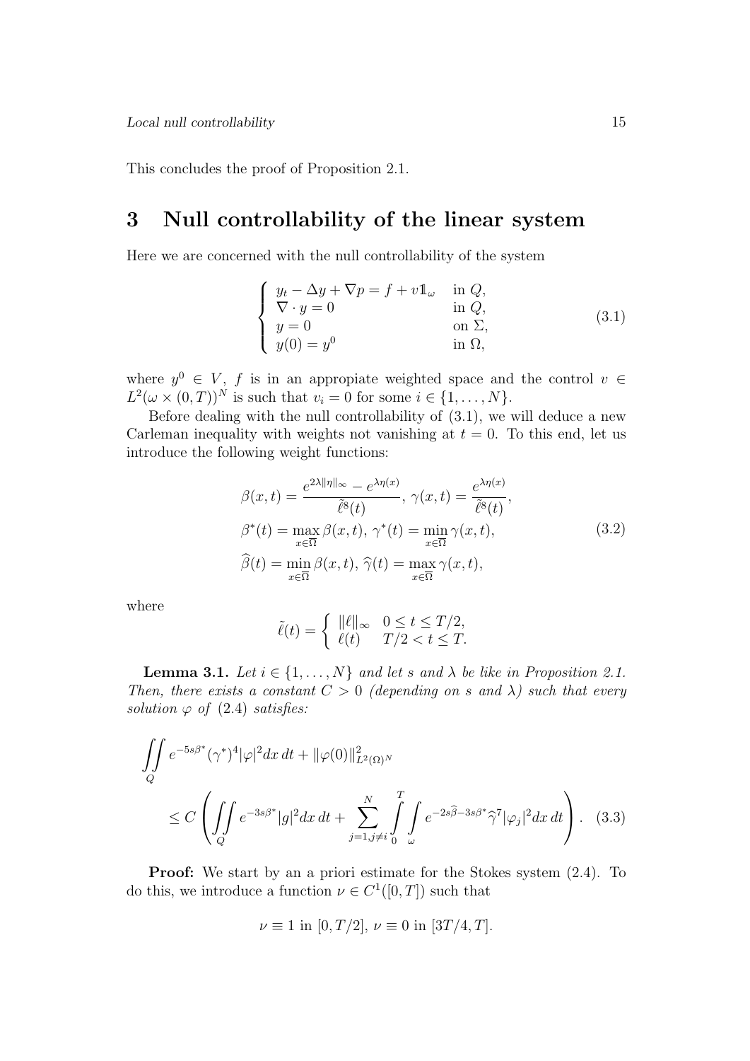This concludes the proof of Proposition 2.1.

# 3 Null controllability of the linear system

Here we are concerned with the null controllability of the system

$$
\begin{cases}
y_t - \Delta y + \nabla p = f + v 1\!\!1_\omega & \text{in } Q, \\
\nabla \cdot y = 0 & \text{in } Q, \\
y = 0 & \text{on } \Sigma, \\
y(0) = y^0 & \text{in } \Omega,
\end{cases}
\tag{3.1}
$$

where $y^0 \in V$, $f$ is in an appropiate weighted space and the control $v \in L^2(\omega \times (0,T))^N$ is such that $v_i = 0$ for some $i \in \{1, \dots, N\}$.

Before dealing with the null controllability of (3.1), we will deduce a new Carleman inequality with weights not vanishing at $t = 0$. To this end, let us introduce the following weight functions:

$$
\begin{aligned}
&\beta(x,t) = \frac{e^{2\lambda \|\eta\|_\infty} - e^{\lambda \eta(x)}}{\tilde{\ell}^8(t)}, \ \gamma(x,t) = \frac{e^{\lambda \eta(x)}}{\tilde{\ell}^8(t)}, \\
&\beta^*(t) = \max_{x \in \overline{\Omega}} \beta(x,t), \ \gamma^*(t) = \min_{x \in \overline{\Omega}} \gamma(x,t), \\
&\widehat{\beta}(t) = \min_{x \in \overline{\Omega}} \beta(x,t), \ \widehat{\gamma}(t) = \max_{x \in \overline{\Omega}} \gamma(x,t),
\end{aligned}
\tag{3.2}
$$

where

$$
\tilde{\ell}(t) = \begin{cases} \|\ell\|_\infty & 0 \le t \le T/2, \\ \ell(t) & T/2 < t \le T. \end{cases}
$$

**Lemma 3.1.** *Let $i \in \{1, \dots, N\}$ and let $s$ and $\lambda$ be like in Proposition 2.1. Then, there exists a constant $C > 0$ (depending on $s$ and $\lambda$) such that every solution $\varphi$ of (2.4) satisfies:*

$$
\iint\limits_Q e^{-5s\beta^*} (\gamma^*)^4 |\varphi|^2 dx\, dt + \|\varphi(0)\|^2_{L^2(\Omega)^N}
\le C \left( \iint\limits_Q e^{-3s\beta^*} |g|^2 dx\, dt + \sum_{j=1, j\neq i}^N \int_0^T \int_\omega e^{-2s\widehat{\beta} - 3s\beta^*} \widehat{\gamma}^7 |\varphi_j|^2 dx\, dt \right). \tag{3.3}
$$

**Proof:** We start by an a priori estimate for the Stokes system (2.4). To do this, we introduce a function $\nu \in C^1([0,T])$ such that

$$
\nu \equiv 1 \text{ in } [0, T/2], \ \nu \equiv 0 \text{ in } [3T/4, T].
$$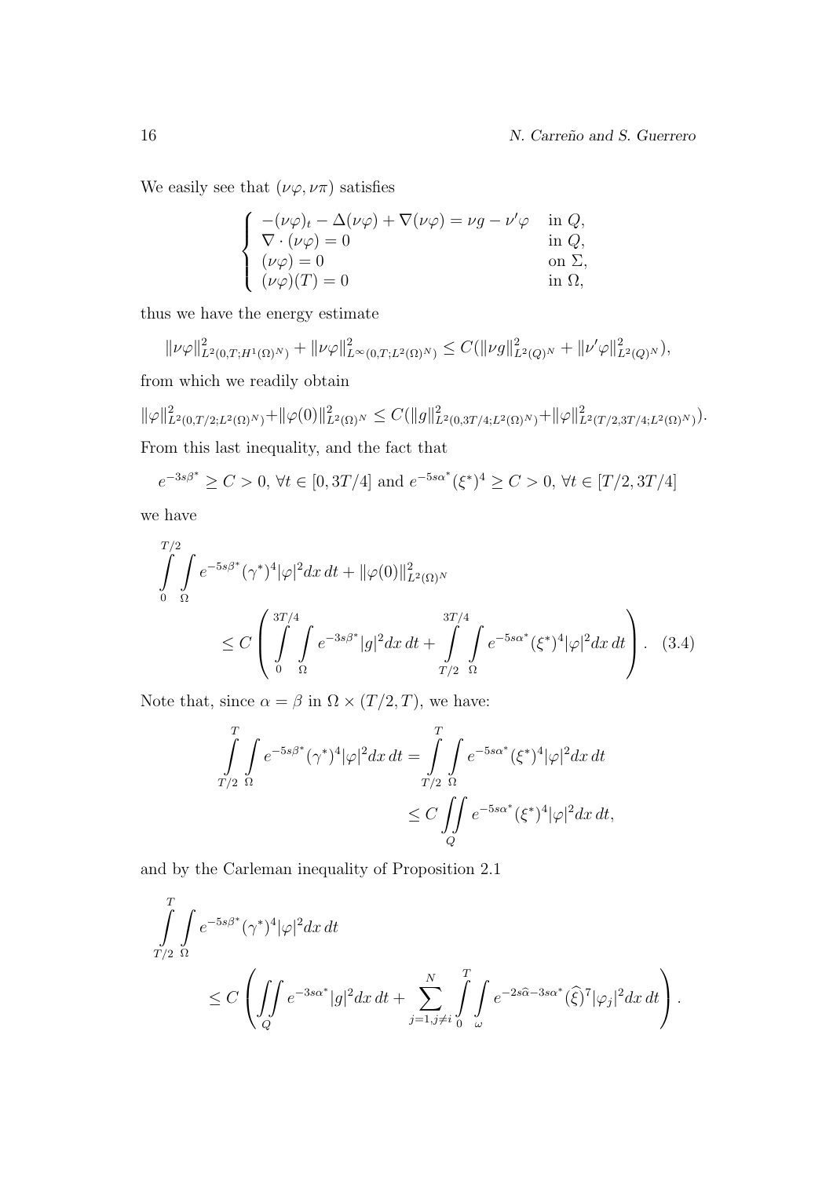We easily see that $(\nu\varphi, \nu\pi)$ satisfies

$$
\begin{cases}
-(\nu\varphi)_t - \Delta(\nu\varphi) + \nabla(\nu\varphi) = \nu g - \nu'\varphi & \text{in } Q, \\
\nabla \cdot (\nu\varphi) = 0 & \text{in } Q, \\
(\nu\varphi) = 0 & \text{on } \Sigma, \\
(\nu\varphi)(T) = 0 & \text{in } \Omega,
\end{cases}
$$

thus we have the energy estimate

$$
\|\nu\varphi\|^2_{L^2(0,T;H^1(\Omega)^N)} + \|\nu\varphi\|^2_{L^\infty(0,T;L^2(\Omega)^N)} \leq C(\|\nu g\|^2_{L^2(Q)^N} + \|\nu'\varphi\|^2_{L^2(Q)^N}),
$$

from which we readily obtain

$$
\|\varphi\|^2_{L^2(0,T/2;L^2(\Omega)^N)} + \|\varphi(0)\|^2_{L^2(\Omega)^N} \leq C(\|g\|^2_{L^2(0,3T/4;L^2(\Omega)^N)} + \|\varphi\|^2_{L^2(T/2,3T/4;L^2(\Omega)^N)}).
$$

From this last inequality, and the fact that

$$
e^{-3s\beta^*} \geq C > 0, \ \forall t \in [0, 3T/4] \text{ and } e^{-5s\alpha^*}(\xi^*)^4 \geq C > 0, \ \forall t \in [T/2, 3T/4]
$$

we have

$$
\int_0^{T/2} \int_\Omega e^{-5s\beta^*}(\gamma^*)^4 |\varphi|^2 dx\, dt + \|\varphi(0)\|^2_{L^2(\Omega)^N}
\leq C \left( \int_0^{3T/4} \int_\Omega e^{-3s\beta^*} |g|^2 dx\, dt + \int_{T/2}^{3T/4} \int_\Omega e^{-5s\alpha^*}(\xi^*)^4 |\varphi|^2 dx\, dt \right). \quad (3.4)
$$

Note that, since $\alpha = \beta$ in $\Omega \times (T/2, T)$, we have:

$$
\int_{T/2}^{T} \int_\Omega e^{-5s\beta^*}(\gamma^*)^4 |\varphi|^2 dx\, dt = \int_{T/2}^{T} \int_\Omega e^{-5s\alpha^*}(\xi^*)^4 |\varphi|^2 dx\, dt
\leq C \iint_Q e^{-5s\alpha^*}(\xi^*)^4 |\varphi|^2 dx\, dt,
$$

and by the Carleman inequality of Proposition 2.1

$$
\int_{T/2}^{T} \int_\Omega e^{-5s\beta^*}(\gamma^*)^4 |\varphi|^2 dx\, dt
\leq C \left( \iint_Q e^{-3s\alpha^*} |g|^2 dx\, dt + \sum_{j=1, j\neq i}^{N} \int_0^T \int_\omega e^{-2s\widehat{\alpha} - 3s\alpha^*} (\widehat{\xi})^7 |\varphi_j|^2 dx\, dt \right).
$$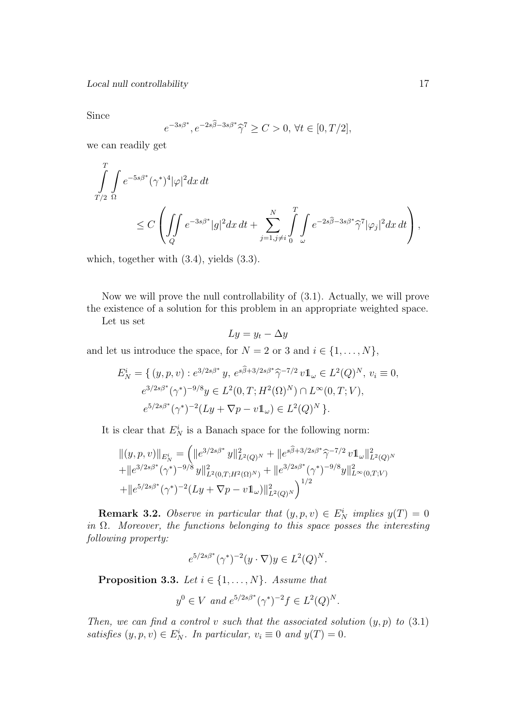Since

$$e^{-3s\beta^*}, e^{-2s\widehat{\beta}-3s\beta^*}\widehat{\gamma}^7 \geq C > 0, \ \forall t \in [0, T/2],$$

we can readily get

$$\int_{T/2}^{T}\int_{\Omega} e^{-5s\beta^*}(\gamma^*)^4|\varphi|^2 dx\,dt$$

$$\leq C\left(\iint_Q e^{-3s\beta^*}|g|^2 dx\,dt + \sum_{j=1,j\neq i}^{N}\int_0^T\int_\omega e^{-2s\widehat{\beta}-3s\beta^*}\widehat{\gamma}^7|\varphi_j|^2 dx\,dt\right),$$

which, together with (3.4), yields (3.3).

Now we will prove the null controllability of (3.1). Actually, we will prove the existence of a solution for this problem in an appropriate weighted space.

Let us set

$$Ly = y_t - \Delta y$$

and let us introduce the space, for $N = 2$ or $3$ and $i \in \{1, \ldots, N\}$,

$$\begin{aligned}
E_N^i = \{\, (y, p, v) : &\ e^{3/2s\beta^*}\, y,\ e^{s\widehat{\beta}+3/2s\beta^*}\widehat{\gamma}^{-7/2}\, v\mathbb{1}_\omega \in L^2(Q)^N,\ v_i \equiv 0, \\
&\ e^{3/2s\beta^*}(\gamma^*)^{-9/8}y \in L^2(0, T; H^2(\Omega)^N) \cap L^\infty(0, T; V), \\
&\ e^{5/2s\beta^*}(\gamma^*)^{-2}(Ly + \nabla p - v\mathbb{1}_\omega) \in L^2(Q)^N \,\}.
\end{aligned}$$

It is clear that $E_N^i$ is a Banach space for the following norm:

$$\begin{aligned}
&\|(y, p, v)\|_{E_N^i} = \Big(\|e^{3/2s\beta^*}\, y\|^2_{L^2(Q)^N} + \|e^{s\widehat{\beta}+3/2s\beta^*}\widehat{\gamma}^{-7/2}\, v\mathbb{1}_\omega\|^2_{L^2(Q)^N} \\
&+\|e^{3/2s\beta^*}(\gamma^*)^{-9/8}\, y\|^2_{L^2(0,T;H^2(\Omega)^N)} + \|e^{3/2s\beta^*}(\gamma^*)^{-9/8}y\|^2_{L^\infty(0,T;V)} \\
&+\|e^{5/2s\beta^*}(\gamma^*)^{-2}(Ly + \nabla p - v\mathbb{1}_\omega)\|^2_{L^2(Q)^N}\Big)^{1/2}
\end{aligned}$$

**Remark 3.2.** *Observe in particular that $(y, p, v) \in E_N^i$ implies $y(T) = 0$ in $\Omega$. Moreover, the functions belonging to this space posses the interesting following property:*

$$e^{5/2s\beta^*}(\gamma^*)^{-2}(y \cdot \nabla)y \in L^2(Q)^N.$$

**Proposition 3.3.** *Let $i \in \{1, \ldots, N\}$. Assume that*

$$y^0 \in V \ \text{ and } e^{5/2s\beta^*}(\gamma^*)^{-2}f \in L^2(Q)^N.$$

*Then, we can find a control $v$ such that the associated solution $(y, p)$ to (3.1) satisfies $(y, p, v) \in E_N^i$. In particular, $v_i \equiv 0$ and $y(T) = 0$.*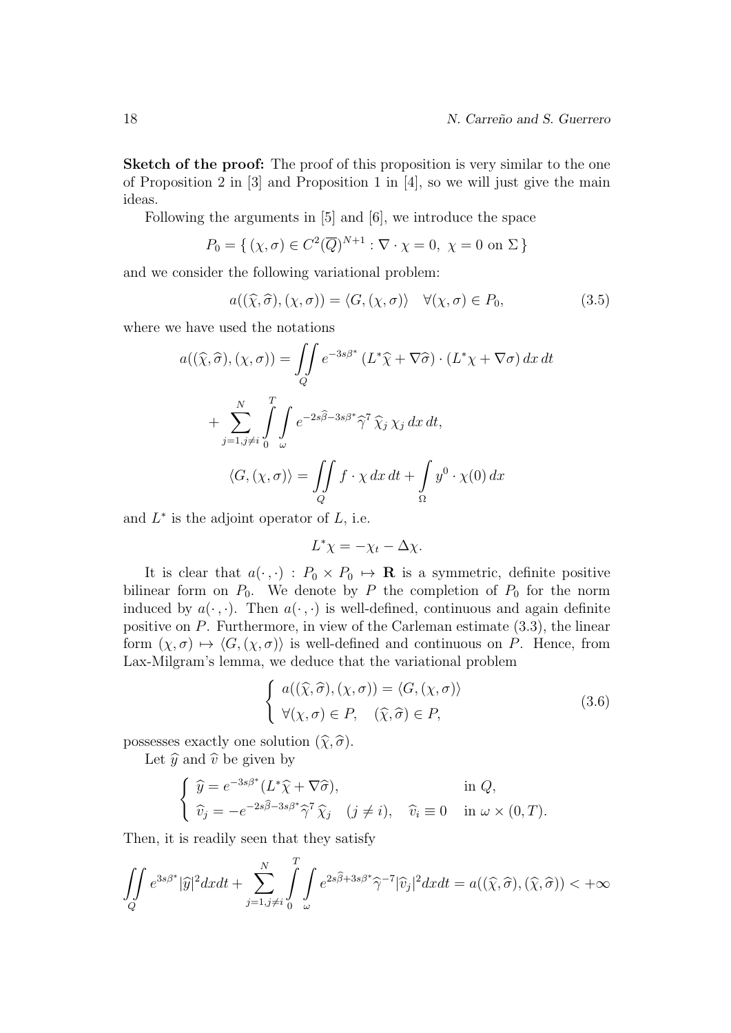**Sketch of the proof:** The proof of this proposition is very similar to the one of Proposition 2 in [3] and Proposition 1 in [4], so we will just give the main ideas.

Following the arguments in [5] and [6], we introduce the space

$$P_0 = \{ (\chi, \sigma) \in C^2(\overline{Q})^{N+1} : \nabla \cdot \chi = 0,\ \chi = 0 \text{ on } \Sigma \}$$

and we consider the following variational problem:

$$a((\widehat{\chi}, \widehat{\sigma}), (\chi, \sigma)) = \langle G, (\chi, \sigma) \rangle \quad \forall (\chi, \sigma) \in P_0, \tag{3.5}$$

where we have used the notations

$$a((\widehat{\chi}, \widehat{\sigma}), (\chi, \sigma)) = \iint\limits_{Q} e^{-3s\beta^*} \left(L^* \widehat{\chi} + \nabla \widehat{\sigma}\right) \cdot \left(L^* \chi + \nabla \sigma\right) dx\, dt$$

$$+ \sum_{j=1, j\neq i}^{N} \int_0^T \int_\omega e^{-2s\widehat{\beta} - 3s\beta^*} \widehat{\gamma}^7\, \widehat{\chi}_j\, \chi_j\, dx\, dt,$$

$$\langle G, (\chi, \sigma) \rangle = \iint\limits_{Q} f \cdot \chi\, dx\, dt + \int_\Omega y^0 \cdot \chi(0)\, dx$$

and $L^*$ is the adjoint operator of $L$, i.e.

$$L^* \chi = -\chi_t - \Delta \chi.$$

It is clear that $a(\cdot, \cdot) : P_0 \times P_0 \mapsto \mathbf{R}$ is a symmetric, definite positive bilinear form on $P_0$. We denote by $P$ the completion of $P_0$ for the norm induced by $a(\cdot, \cdot)$. Then $a(\cdot, \cdot)$ is well-defined, continuous and again definite positive on $P$. Furthermore, in view of the Carleman estimate (3.3), the linear form $(\chi, \sigma) \mapsto \langle G, (\chi, \sigma) \rangle$ is well-defined and continuous on $P$. Hence, from Lax-Milgram's lemma, we deduce that the variational problem

$$\left\{ \begin{array}{l} a((\widehat{\chi}, \widehat{\sigma}), (\chi, \sigma)) = \langle G, (\chi, \sigma) \rangle \\ \forall (\chi, \sigma) \in P, \quad (\widehat{\chi}, \widehat{\sigma}) \in P, \end{array} \right. \tag{3.6}$$

possesses exactly one solution $(\widehat{\chi}, \widehat{\sigma})$.

Let $\widehat{y}$ and $\widehat{v}$ be given by

$$\left\{ \begin{array}{ll} \widehat{y} = e^{-3s\beta^*}(L^* \widehat{\chi} + \nabla \widehat{\sigma}), & \text{in } Q, \\ \widehat{v}_j = -e^{-2s\widehat{\beta} - 3s\beta^*} \widehat{\gamma}^7\, \widehat{\chi}_j \quad (j \neq i), \quad \widehat{v}_i \equiv 0 & \text{in } \omega \times (0, T). \end{array} \right.$$

Then, it is readily seen that they satisfy

$$\iint\limits_{Q} e^{3s\beta^*} |\widehat{y}|^2 dx dt + \sum_{j=1, j\neq i}^{N} \int_0^T \int_\omega e^{2s\widehat{\beta} + 3s\beta^*} \widehat{\gamma}^{-7} |\widehat{v}_j|^2 dx dt = a((\widehat{\chi}, \widehat{\sigma}), (\widehat{\chi}, \widehat{\sigma})) < +\infty$$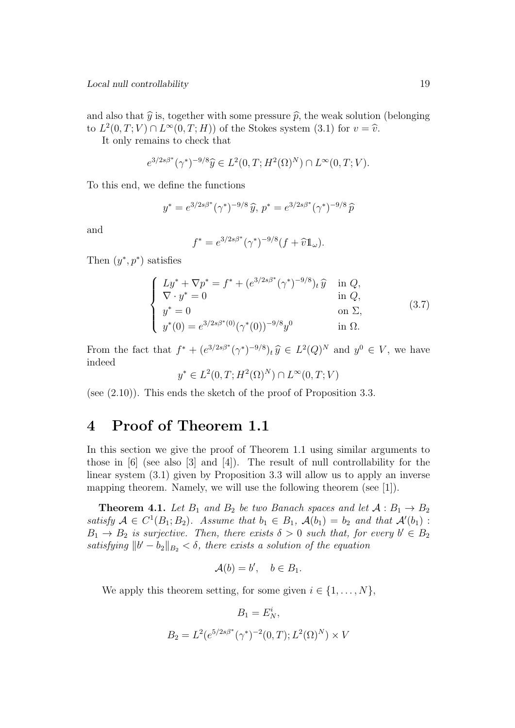and also that $\widehat{y}$ is, together with some pressure $\widehat{p}$, the weak solution (belonging to $L^2(0,T;V)\cap L^\infty(0,T;H)$) of the Stokes system (3.1) for $v=\widehat{v}$.

It only remains to check that

$$e^{3/2s\beta^*}(\gamma^*)^{-9/8}\widehat{y}\in L^2(0,T;H^2(\Omega)^N)\cap L^\infty(0,T;V).$$

To this end, we define the functions

$$y^*=e^{3/2s\beta^*}(\gamma^*)^{-9/8}\,\widehat{y},\ p^*=e^{3/2s\beta^*}(\gamma^*)^{-9/8}\,\widehat{p}$$

and

$$f^*=e^{3/2s\beta^*}(\gamma^*)^{-9/8}(f+\widehat{v}1\!\!1_\omega).$$

Then $(y^*,p^*)$ satisfies

$$\begin{cases} Ly^*+\nabla p^*=f^*+(e^{3/2s\beta^*}(\gamma^*)^{-9/8})_t\,\widehat{y} & \text{in } Q,\\ \nabla\cdot y^*=0 & \text{in } Q,\\ y^*=0 & \text{on } \Sigma,\\ y^*(0)=e^{3/2s\beta^*(0)}(\gamma^*(0))^{-9/8}y^0 & \text{in } \Omega.\end{cases}\tag{3.7}$$

From the fact that $f^*+(e^{3/2s\beta^*}(\gamma^*)^{-9/8})_t\,\widehat{y}\in L^2(Q)^N$ and $y^0\in V$, we have indeed

$$y^*\in L^2(0,T;H^2(\Omega)^N)\cap L^\infty(0,T;V)$$

(see (2.10)). This ends the sketch of the proof of Proposition 3.3.

# 4 Proof of Theorem 1.1

In this section we give the proof of Theorem 1.1 using similar arguments to those in [6] (see also [3] and [4]). The result of null controllability for the linear system (3.1) given by Proposition 3.3 will allow us to apply an inverse mapping theorem. Namely, we will use the following theorem (see [1]).

**Theorem 4.1.** *Let $B_1$ and $B_2$ be two Banach spaces and let $\mathcal{A}:B_1\to B_2$ satisfy $\mathcal{A}\in C^1(B_1;B_2)$. Assume that $b_1\in B_1$, $\mathcal{A}(b_1)=b_2$ and that $\mathcal{A}'(b_1):B_1\to B_2$ is surjective. Then, there exists $\delta>0$ such that, for every $b'\in B_2$ satisfying $\|b'-b_2\|_{B_2}<\delta$, there exists a solution of the equation*

$$\mathcal{A}(b)=b',\quad b\in B_1.$$

We apply this theorem setting, for some given $i\in\{1,\dots,N\}$,

$$B_1=E_N^i,$$

$$B_2=L^2(e^{5/2s\beta^*}(\gamma^*)^{-2}(0,T);L^2(\Omega)^N)\times V$$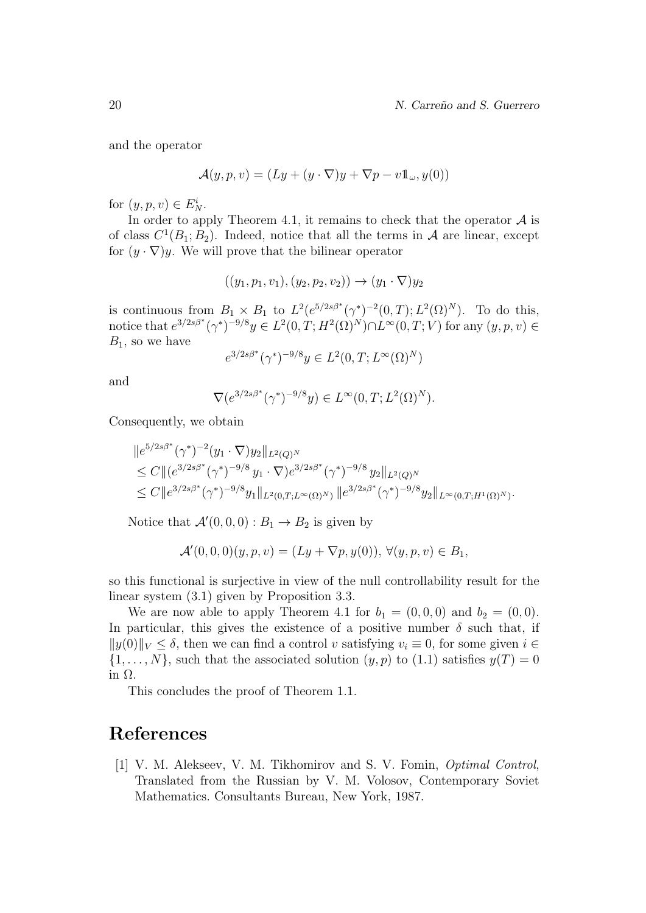and the operator

$$\mathcal{A}(y,p,v) = (Ly + (y\cdot\nabla)y + \nabla p - v1\!\!1_\omega, y(0))$$

for $(y,p,v) \in E_N^i$.

In order to apply Theorem 4.1, it remains to check that the operator $\mathcal{A}$ is of class $C^1(B_1;B_2)$. Indeed, notice that all the terms in $\mathcal{A}$ are linear, except for $(y\cdot\nabla)y$. We will prove that the bilinear operator

$$((y_1,p_1,v_1),(y_2,p_2,v_2)) \to (y_1\cdot\nabla)y_2$$

is continuous from $B_1 \times B_1$ to $L^2(e^{5/2s\beta^*}(\gamma^*)^{-2}(0,T);L^2(\Omega)^N)$. To do this, notice that $e^{3/2s\beta^*}(\gamma^*)^{-9/8}y \in L^2(0,T;H^2(\Omega)^N)\cap L^\infty(0,T;V)$ for any $(y,p,v) \in B_1$, so we have

$$e^{3/2s\beta^*}(\gamma^*)^{-9/8}y \in L^2(0,T;L^\infty(\Omega)^N)$$

and

$$\nabla(e^{3/2s\beta^*}(\gamma^*)^{-9/8}y) \in L^\infty(0,T;L^2(\Omega)^N).$$

Consequently, we obtain

$$\begin{aligned}
&\|e^{5/2s\beta^*}(\gamma^*)^{-2}(y_1\cdot\nabla)y_2\|_{L^2(Q)^N} \\
&\le C\|(e^{3/2s\beta^*}(\gamma^*)^{-9/8}\,y_1\cdot\nabla)e^{3/2s\beta^*}(\gamma^*)^{-9/8}\,y_2\|_{L^2(Q)^N} \\
&\le C\|e^{3/2s\beta^*}(\gamma^*)^{-9/8}y_1\|_{L^2(0,T;L^\infty(\Omega)^N)}\,\|e^{3/2s\beta^*}(\gamma^*)^{-9/8}y_2\|_{L^\infty(0,T;H^1(\Omega)^N)}.
\end{aligned}$$

Notice that $\mathcal{A}'(0,0,0) : B_1 \to B_2$ is given by

$$\mathcal{A}'(0,0,0)(y,p,v) = (Ly + \nabla p, y(0)),\ \forall (y,p,v) \in B_1,$$

so this functional is surjective in view of the null controllability result for the linear system (3.1) given by Proposition 3.3.

We are now able to apply Theorem 4.1 for $b_1 = (0,0,0)$ and $b_2 = (0,0)$. In particular, this gives the existence of a positive number $\delta$ such that, if $\|y(0)\|_V \le \delta$, then we can find a control $v$ satisfying $v_i \equiv 0$, for some given $i \in \{1,\ldots,N\}$, such that the associated solution $(y,p)$ to (1.1) satisfies $y(T) = 0$ in $\Omega$.

This concludes the proof of Theorem 1.1.

# References

[1] V. M. Alekseev, V. M. Tikhomirov and S. V. Fomin, *Optimal Control*, Translated from the Russian by V. M. Volosov, Contemporary Soviet Mathematics. Consultants Bureau, New York, 1987.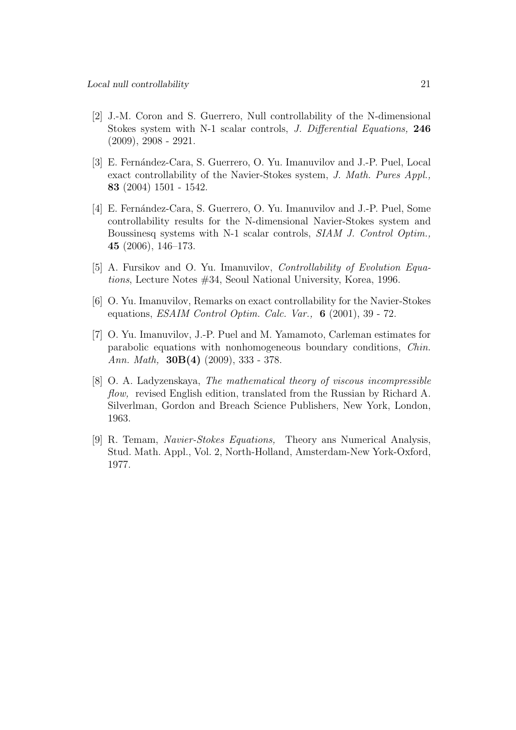[2] J.-M. Coron and S. Guerrero, Null controllability of the N-dimensional Stokes system with N-1 scalar controls, *J. Differential Equations,* **246** (2009), 2908 - 2921.

[3] E. Fernández-Cara, S. Guerrero, O. Yu. Imanuvilov and J.-P. Puel, Local exact controllability of the Navier-Stokes system, *J. Math. Pures Appl.,* **83** (2004) 1501 - 1542.

[4] E. Fernández-Cara, S. Guerrero, O. Yu. Imanuvilov and J.-P. Puel, Some controllability results for the N-dimensional Navier-Stokes system and Boussinesq systems with N-1 scalar controls, *SIAM J. Control Optim.,* **45** (2006), 146–173.

[5] A. Fursikov and O. Yu. Imanuvilov, *Controllability of Evolution Equations*, Lecture Notes #34, Seoul National University, Korea, 1996.

[6] O. Yu. Imanuvilov, Remarks on exact controllability for the Navier-Stokes equations, *ESAIM Control Optim. Calc. Var.,* **6** (2001), 39 - 72.

[7] O. Yu. Imanuvilov, J.-P. Puel and M. Yamamoto, Carleman estimates for parabolic equations with nonhomogeneous boundary conditions, *Chin. Ann. Math,* **30B(4)** (2009), 333 - 378.

[8] O. A. Ladyzenskaya, *The mathematical theory of viscous incompressible flow,* revised English edition, translated from the Russian by Richard A. Silverlman, Gordon and Breach Science Publishers, New York, London, 1963.

[9] R. Temam, *Navier-Stokes Equations,* Theory ans Numerical Analysis, Stud. Math. Appl., Vol. 2, North-Holland, Amsterdam-New York-Oxford, 1977.